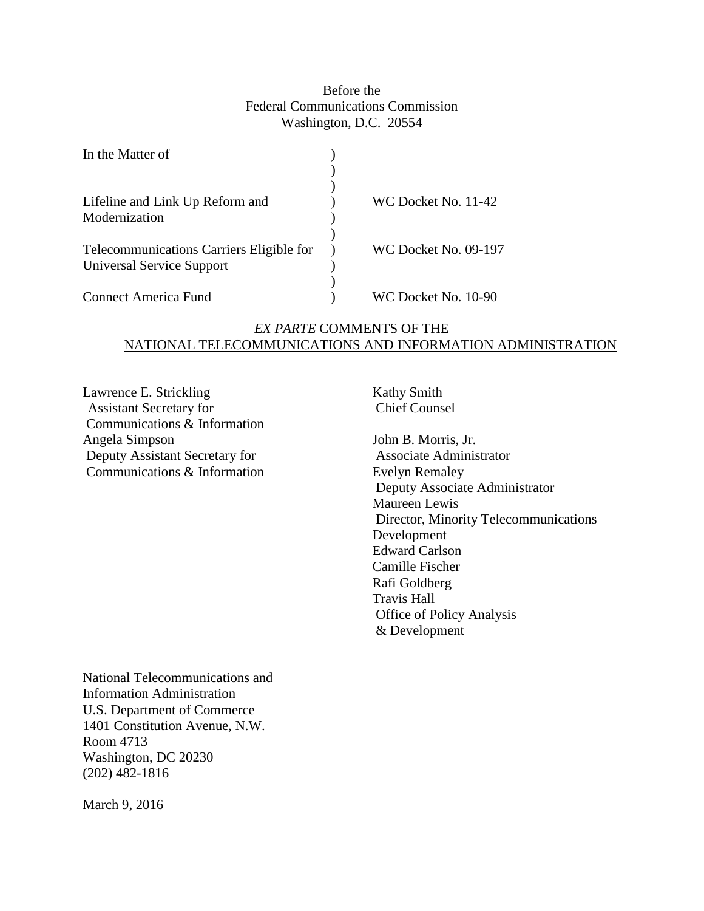Before the
Federal Communications Commission
Washington, D.C. 20554

| In the Matter of | ) | |
|---|---|---|
| | ) | |
| | ) | |
| Lifeline and Link Up Reform and Modernization | ) | WC Docket No. 11-42 |
| | ) | |
| Telecommunications Carriers Eligible for Universal Service Support | ) | WC Docket No. 09-197 |
| | ) | |
| Connect America Fund | ) | WC Docket No. 10-90 |

## *EX PARTE* COMMENTS OF THE NATIONAL TELECOMMUNICATIONS AND INFORMATION ADMINISTRATION

Lawrence E. Strickling
Assistant Secretary for
Communications & Information
Angela Simpson
Deputy Assistant Secretary for
Communications & Information

Kathy Smith
Chief Counsel

John B. Morris, Jr.
Associate Administrator
Evelyn Remaley
Deputy Associate Administrator
Maureen Lewis
Director, Minority Telecommunications
Development
Edward Carlson
Camille Fischer
Rafi Goldberg
Travis Hall
Office of Policy Analysis
& Development

National Telecommunications and
Information Administration
U.S. Department of Commerce
1401 Constitution Avenue, N.W.
Room 4713
Washington, DC 20230
(202) 482-1816

March 9, 2016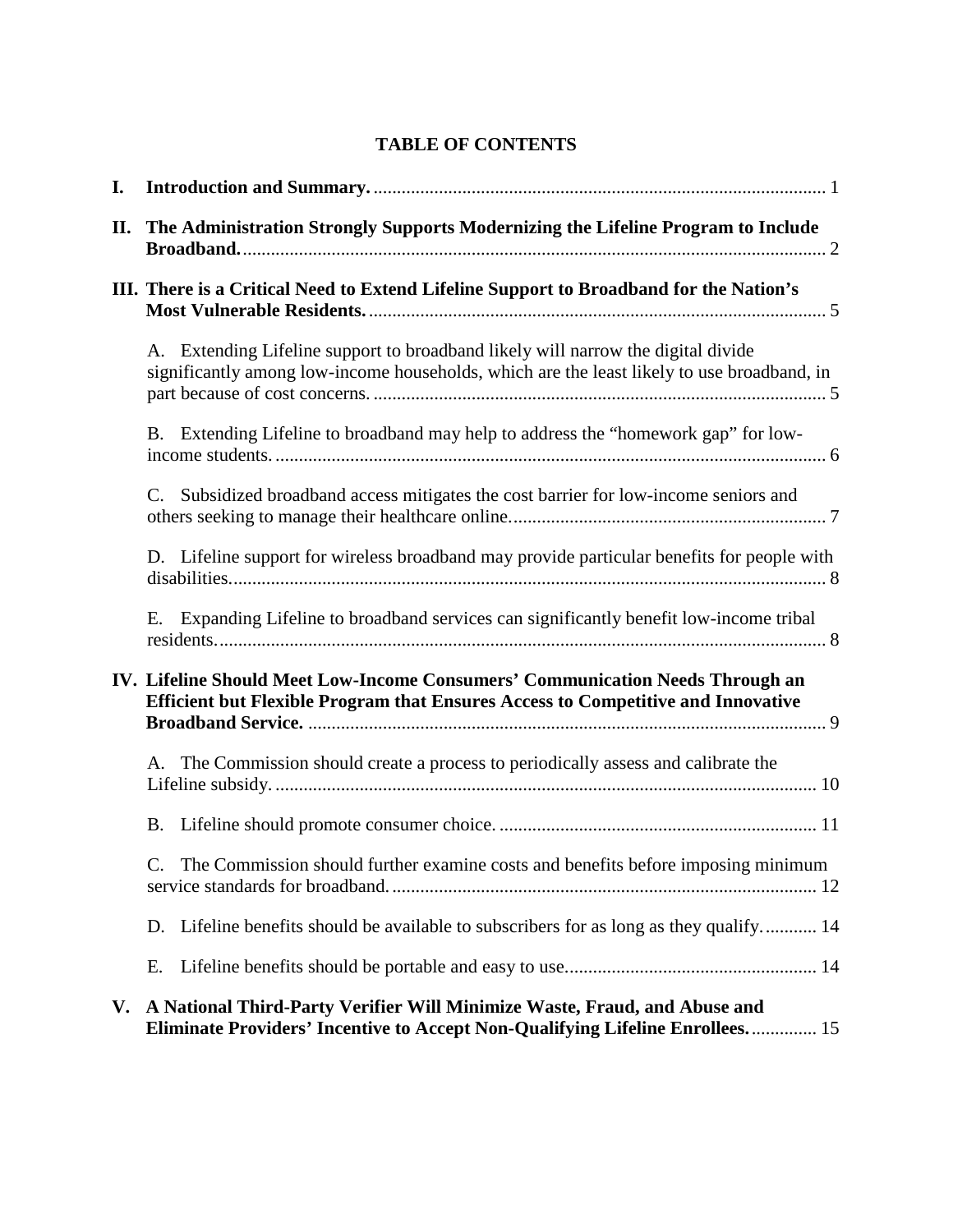## TABLE OF CONTENTS

**I. Introduction and Summary.** ........ 1

**II. The Administration Strongly Supports Modernizing the Lifeline Program to Include Broadband.** ........ 2

**III. There is a Critical Need to Extend Lifeline Support to Broadband for the Nation's Most Vulnerable Residents.** ........ 5

A. Extending Lifeline support to broadband likely will narrow the digital divide significantly among low-income households, which are the least likely to use broadband, in part because of cost concerns. ........ 5

B. Extending Lifeline to broadband may help to address the "homework gap" for low-income students. ........ 6

C. Subsidized broadband access mitigates the cost barrier for low-income seniors and others seeking to manage their healthcare online. ........ 7

D. Lifeline support for wireless broadband may provide particular benefits for people with disabilities. ........ 8

E. Expanding Lifeline to broadband services can significantly benefit low-income tribal residents. ........ 8

**IV. Lifeline Should Meet Low-Income Consumers' Communication Needs Through an Efficient but Flexible Program that Ensures Access to Competitive and Innovative Broadband Service.** ........ 9

A. The Commission should create a process to periodically assess and calibrate the Lifeline subsidy. ........ 10

B. Lifeline should promote consumer choice. ........ 11

C. The Commission should further examine costs and benefits before imposing minimum service standards for broadband. ........ 12

D. Lifeline benefits should be available to subscribers for as long as they qualify. ........ 14

E. Lifeline benefits should be portable and easy to use. ........ 14

**V. A National Third-Party Verifier Will Minimize Waste, Fraud, and Abuse and Eliminate Providers' Incentive to Accept Non-Qualifying Lifeline Enrollees.** ........ 15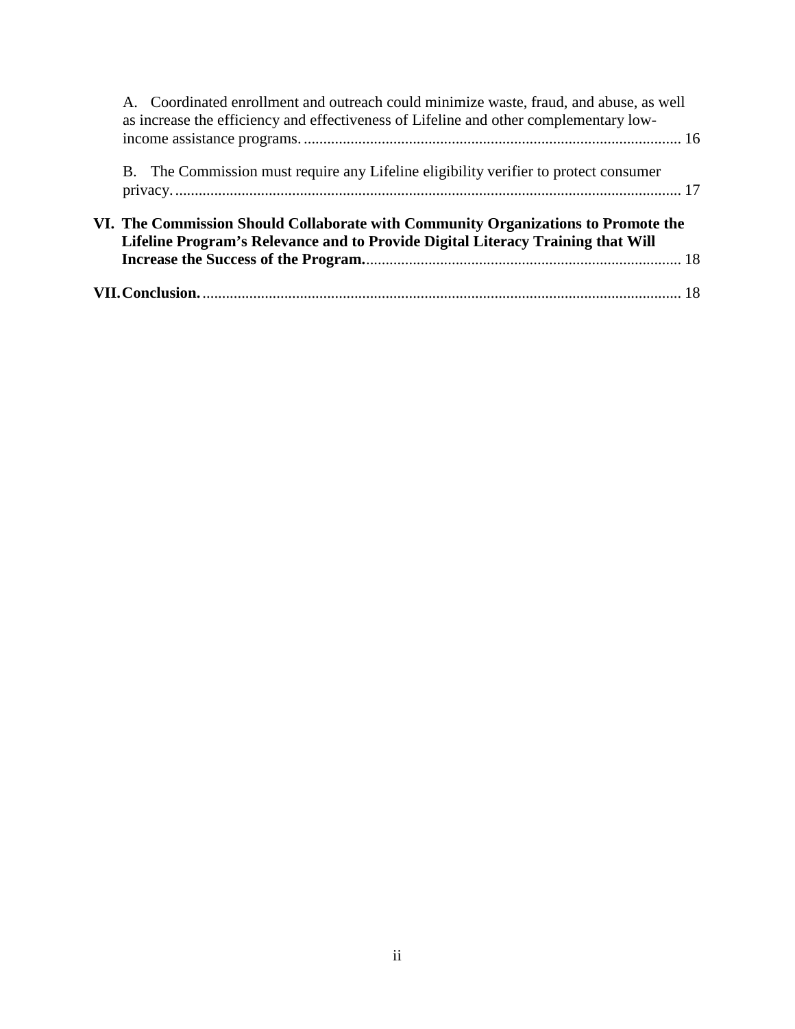A. Coordinated enrollment and outreach could minimize waste, fraud, and abuse, as well as increase the efficiency and effectiveness of Lifeline and other complementary low-income assistance programs. ........ 16

B. The Commission must require any Lifeline eligibility verifier to protect consumer privacy. ........ 17

**VI. The Commission Should Collaborate with Community Organizations to Promote the Lifeline Program's Relevance and to Provide Digital Literacy Training that Will Increase the Success of the Program.** ........ 18

**VII. Conclusion.** ........ 18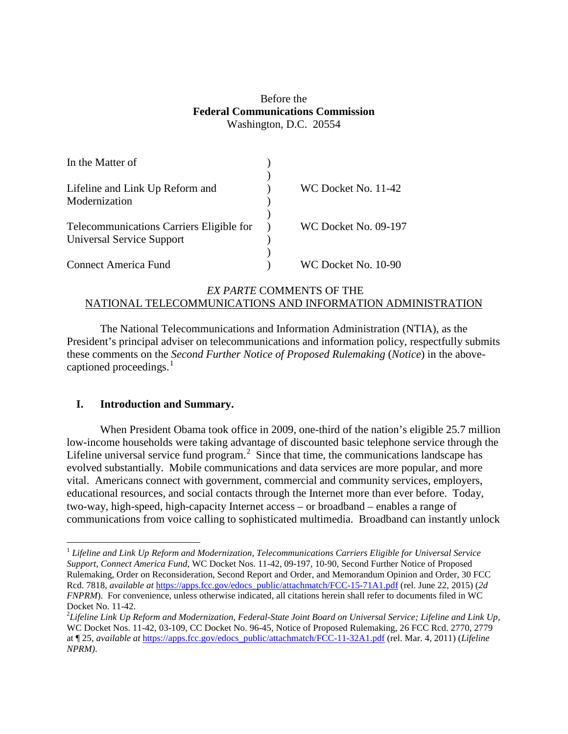Before the
**Federal Communications Commission**
Washington, D.C. 20554

| | | |
|---|---|---|
| In the Matter of | ) | |
| | ) | |
| Lifeline and Link Up Reform and Modernization | ) | WC Docket No. 11-42 |
| | ) | |
| Telecommunications Carriers Eligible for Universal Service Support | ) | WC Docket No. 09-197 |
| | ) | |
| Connect America Fund | ) | WC Docket No. 10-90 |

*EX PARTE* COMMENTS OF THE
NATIONAL TELECOMMUNICATIONS AND INFORMATION ADMINISTRATION

The National Telecommunications and Information Administration (NTIA), as the President's principal adviser on telecommunications and information policy, respectfully submits these comments on the *Second Further Notice of Proposed Rulemaking* (*Notice*) in the above-captioned proceedings.[1]

## I. Introduction and Summary.

When President Obama took office in 2009, one-third of the nation's eligible 25.7 million low-income households were taking advantage of discounted basic telephone service through the Lifeline universal service fund program.[2] Since that time, the communications landscape has evolved substantially. Mobile communications and data services are more popular, and more vital. Americans connect with government, commercial and community services, employers, educational resources, and social contacts through the Internet more than ever before. Today, two-way, high-speed, high-capacity Internet access – or broadband – enables a range of communications from voice calling to sophisticated multimedia. Broadband can instantly unlock

---

[1] *Lifeline and Link Up Reform and Modernization, Telecommunications Carriers Eligible for Universal Service Support, Connect America Fund*, WC Docket Nos. 11-42, 09-197, 10-90, Second Further Notice of Proposed Rulemaking, Order on Reconsideration, Second Report and Order, and Memorandum Opinion and Order, 30 FCC Rcd. 7818, *available at* https://apps.fcc.gov/edocs_public/attachmatch/FCC-15-71A1.pdf (rel. June 22, 2015) (*2d FNPRM*). For convenience, unless otherwise indicated, all citations herein shall refer to documents filed in WC Docket No. 11-42.

[2] *Lifeline Link Up Reform and Modernization, Federal-State Joint Board on Universal Service; Lifeline and Link Up*, WC Docket Nos. 11-42, 03-109, CC Docket No. 96-45, Notice of Proposed Rulemaking, 26 FCC Rcd. 2770, 2779 at ¶ 25, *available at* https://apps.fcc.gov/edocs_public/attachmatch/FCC-11-32A1.pdf (rel. Mar. 4, 2011) (*Lifeline NPRM).*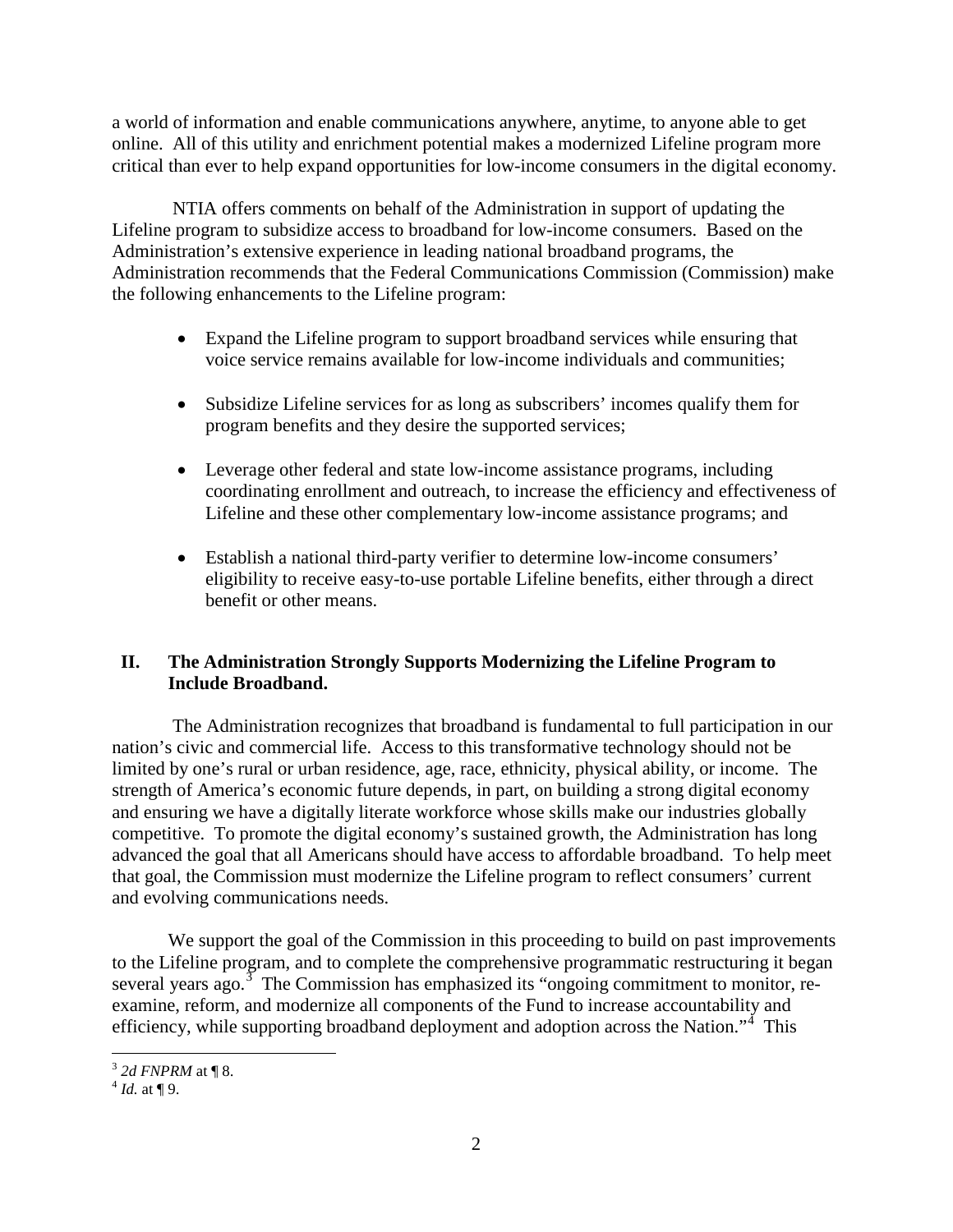a world of information and enable communications anywhere, anytime, to anyone able to get online. All of this utility and enrichment potential makes a modernized Lifeline program more critical than ever to help expand opportunities for low-income consumers in the digital economy.

NTIA offers comments on behalf of the Administration in support of updating the Lifeline program to subsidize access to broadband for low-income consumers. Based on the Administration's extensive experience in leading national broadband programs, the Administration recommends that the Federal Communications Commission (Commission) make the following enhancements to the Lifeline program:

- Expand the Lifeline program to support broadband services while ensuring that voice service remains available for low-income individuals and communities;
- Subsidize Lifeline services for as long as subscribers' incomes qualify them for program benefits and they desire the supported services;
- Leverage other federal and state low-income assistance programs, including coordinating enrollment and outreach, to increase the efficiency and effectiveness of Lifeline and these other complementary low-income assistance programs; and
- Establish a national third-party verifier to determine low-income consumers' eligibility to receive easy-to-use portable Lifeline benefits, either through a direct benefit or other means.

## II. The Administration Strongly Supports Modernizing the Lifeline Program to Include Broadband.

The Administration recognizes that broadband is fundamental to full participation in our nation's civic and commercial life. Access to this transformative technology should not be limited by one's rural or urban residence, age, race, ethnicity, physical ability, or income. The strength of America's economic future depends, in part, on building a strong digital economy and ensuring we have a digitally literate workforce whose skills make our industries globally competitive. To promote the digital economy's sustained growth, the Administration has long advanced the goal that all Americans should have access to affordable broadband. To help meet that goal, the Commission must modernize the Lifeline program to reflect consumers' current and evolving communications needs.

We support the goal of the Commission in this proceeding to build on past improvements to the Lifeline program, and to complete the comprehensive programmatic restructuring it began several years ago.[3] The Commission has emphasized its "ongoing commitment to monitor, re-examine, reform, and modernize all components of the Fund to increase accountability and efficiency, while supporting broadband deployment and adoption across the Nation."[4] This

[3] *2d FNPRM* at ¶ 8.

[4] *Id.* at ¶ 9.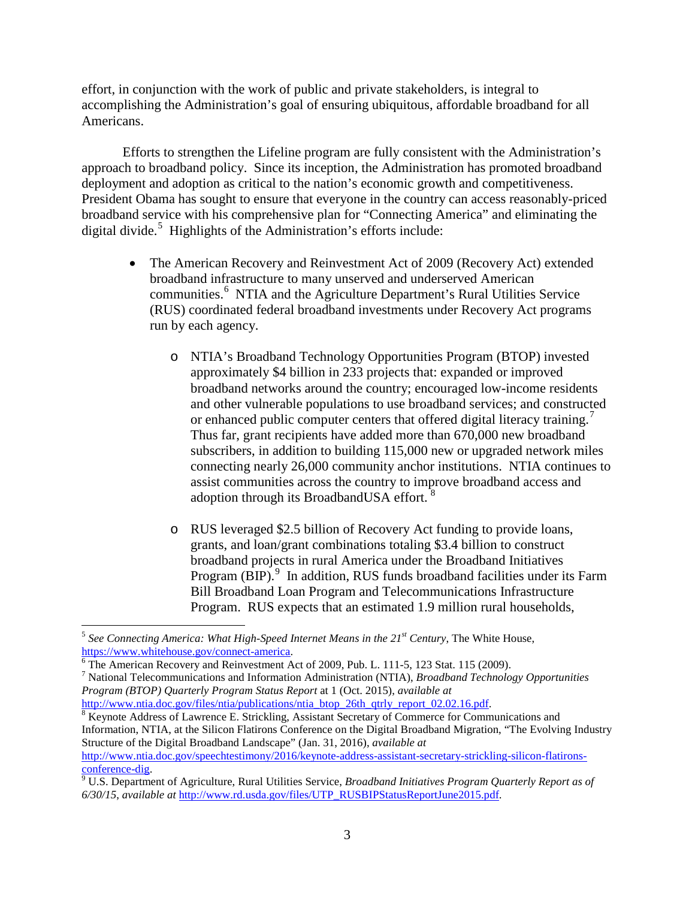effort, in conjunction with the work of public and private stakeholders, is integral to accomplishing the Administration's goal of ensuring ubiquitous, affordable broadband for all Americans.

Efforts to strengthen the Lifeline program are fully consistent with the Administration's approach to broadband policy. Since its inception, the Administration has promoted broadband deployment and adoption as critical to the nation's economic growth and competitiveness. President Obama has sought to ensure that everyone in the country can access reasonably-priced broadband service with his comprehensive plan for "Connecting America" and eliminating the digital divide.[5] Highlights of the Administration's efforts include:

- The American Recovery and Reinvestment Act of 2009 (Recovery Act) extended broadband infrastructure to many unserved and underserved American communities.[6] NTIA and the Agriculture Department's Rural Utilities Service (RUS) coordinated federal broadband investments under Recovery Act programs run by each agency.
    - NTIA's Broadband Technology Opportunities Program (BTOP) invested approximately $4 billion in 233 projects that: expanded or improved broadband networks around the country; encouraged low-income residents and other vulnerable populations to use broadband services; and constructed or enhanced public computer centers that offered digital literacy training.[7] Thus far, grant recipients have added more than 670,000 new broadband subscribers, in addition to building 115,000 new or upgraded network miles connecting nearly 26,000 community anchor institutions. NTIA continues to assist communities across the country to improve broadband access and adoption through its BroadbandUSA effort.[8]
    - RUS leveraged $2.5 billion of Recovery Act funding to provide loans, grants, and loan/grant combinations totaling $3.4 billion to construct broadband projects in rural America under the Broadband Initiatives Program (BIP).[9] In addition, RUS funds broadband facilities under its Farm Bill Broadband Loan Program and Telecommunications Infrastructure Program. RUS expects that an estimated 1.9 million rural households,

---

[5] *See Connecting America: What High-Speed Internet Means in the 21st Century*, The White House, https://www.whitehouse.gov/connect-america.

[6] The American Recovery and Reinvestment Act of 2009, Pub. L. 111-5, 123 Stat. 115 (2009).

[7] National Telecommunications and Information Administration (NTIA), *Broadband Technology Opportunities Program (BTOP) Quarterly Program Status Report* at 1 (Oct. 2015), *available at* http://www.ntia.doc.gov/files/ntia/publications/ntia_btop_26th_qtrly_report_02.02.16.pdf.

[8] Keynote Address of Lawrence E. Strickling, Assistant Secretary of Commerce for Communications and Information, NTIA, at the Silicon Flatirons Conference on the Digital Broadband Migration, "The Evolving Industry Structure of the Digital Broadband Landscape" (Jan. 31, 2016), *available at* http://www.ntia.doc.gov/speechtestimony/2016/keynote-address-assistant-secretary-strickling-silicon-flatirons-conference-dig.

[9] U.S. Department of Agriculture, Rural Utilities Service, *Broadband Initiatives Program Quarterly Report as of 6/30/15*, *available at* http://www.rd.usda.gov/files/UTP_RUSBIPStatusReportJune2015.pdf.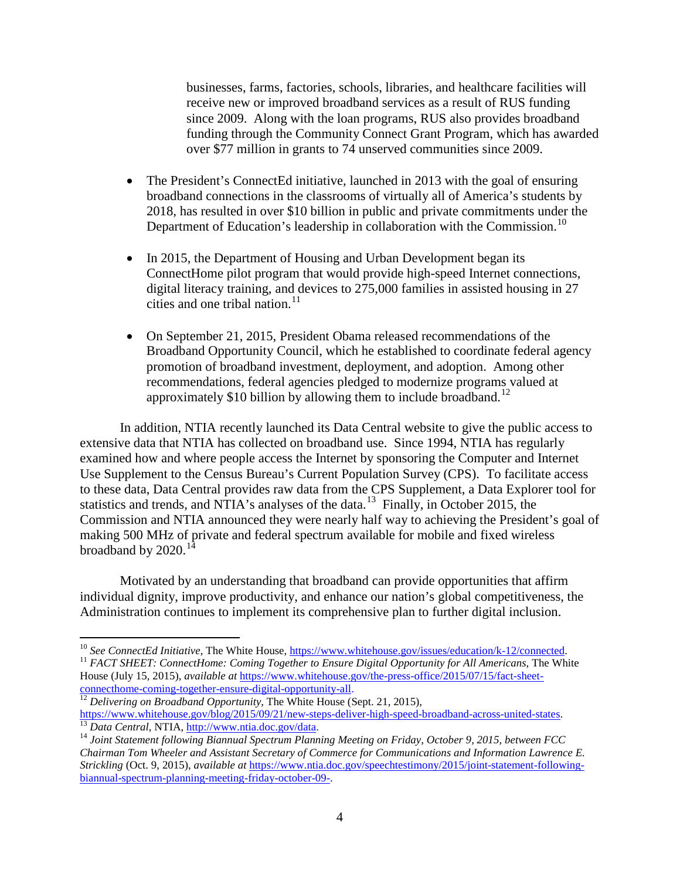businesses, farms, factories, schools, libraries, and healthcare facilities will receive new or improved broadband services as a result of RUS funding since 2009. Along with the loan programs, RUS also provides broadband funding through the Community Connect Grant Program, which has awarded over $77 million in grants to 74 unserved communities since 2009.

- The President's ConnectEd initiative, launched in 2013 with the goal of ensuring broadband connections in the classrooms of virtually all of America's students by 2018, has resulted in over $10 billion in public and private commitments under the Department of Education's leadership in collaboration with the Commission.[10]

- In 2015, the Department of Housing and Urban Development began its ConnectHome pilot program that would provide high-speed Internet connections, digital literacy training, and devices to 275,000 families in assisted housing in 27 cities and one tribal nation.[11]

- On September 21, 2015, President Obama released recommendations of the Broadband Opportunity Council, which he established to coordinate federal agency promotion of broadband investment, deployment, and adoption. Among other recommendations, federal agencies pledged to modernize programs valued at approximately $10 billion by allowing them to include broadband.[12]

In addition, NTIA recently launched its Data Central website to give the public access to extensive data that NTIA has collected on broadband use. Since 1994, NTIA has regularly examined how and where people access the Internet by sponsoring the Computer and Internet Use Supplement to the Census Bureau's Current Population Survey (CPS). To facilitate access to these data, Data Central provides raw data from the CPS Supplement, a Data Explorer tool for statistics and trends, and NTIA's analyses of the data.[13] Finally, in October 2015, the Commission and NTIA announced they were nearly half way to achieving the President's goal of making 500 MHz of private and federal spectrum available for mobile and fixed wireless broadband by 2020.[14]

Motivated by an understanding that broadband can provide opportunities that affirm individual dignity, improve productivity, and enhance our nation's global competitiveness, the Administration continues to implement its comprehensive plan to further digital inclusion.

---

[10] *See ConnectEd Initiative*, The White House, https://www.whitehouse.gov/issues/education/k-12/connected.

[11] *FACT SHEET: ConnectHome: Coming Together to Ensure Digital Opportunity for All Americans*, The White House (July 15, 2015), *available at* https://www.whitehouse.gov/the-press-office/2015/07/15/fact-sheet-connecthome-coming-together-ensure-digital-opportunity-all.

[12] *Delivering on Broadband Opportunity*, The White House (Sept. 21, 2015), https://www.whitehouse.gov/blog/2015/09/21/new-steps-deliver-high-speed-broadband-across-united-states.

[13] *Data Central*, NTIA, http://www.ntia.doc.gov/data.

[14] *Joint Statement following Biannual Spectrum Planning Meeting on Friday, October 9, 2015, between FCC Chairman Tom Wheeler and Assistant Secretary of Commerce for Communications and Information Lawrence E. Strickling* (Oct. 9, 2015), *available at* https://www.ntia.doc.gov/speechtestimony/2015/joint-statement-following-biannual-spectrum-planning-meeting-friday-october-09-.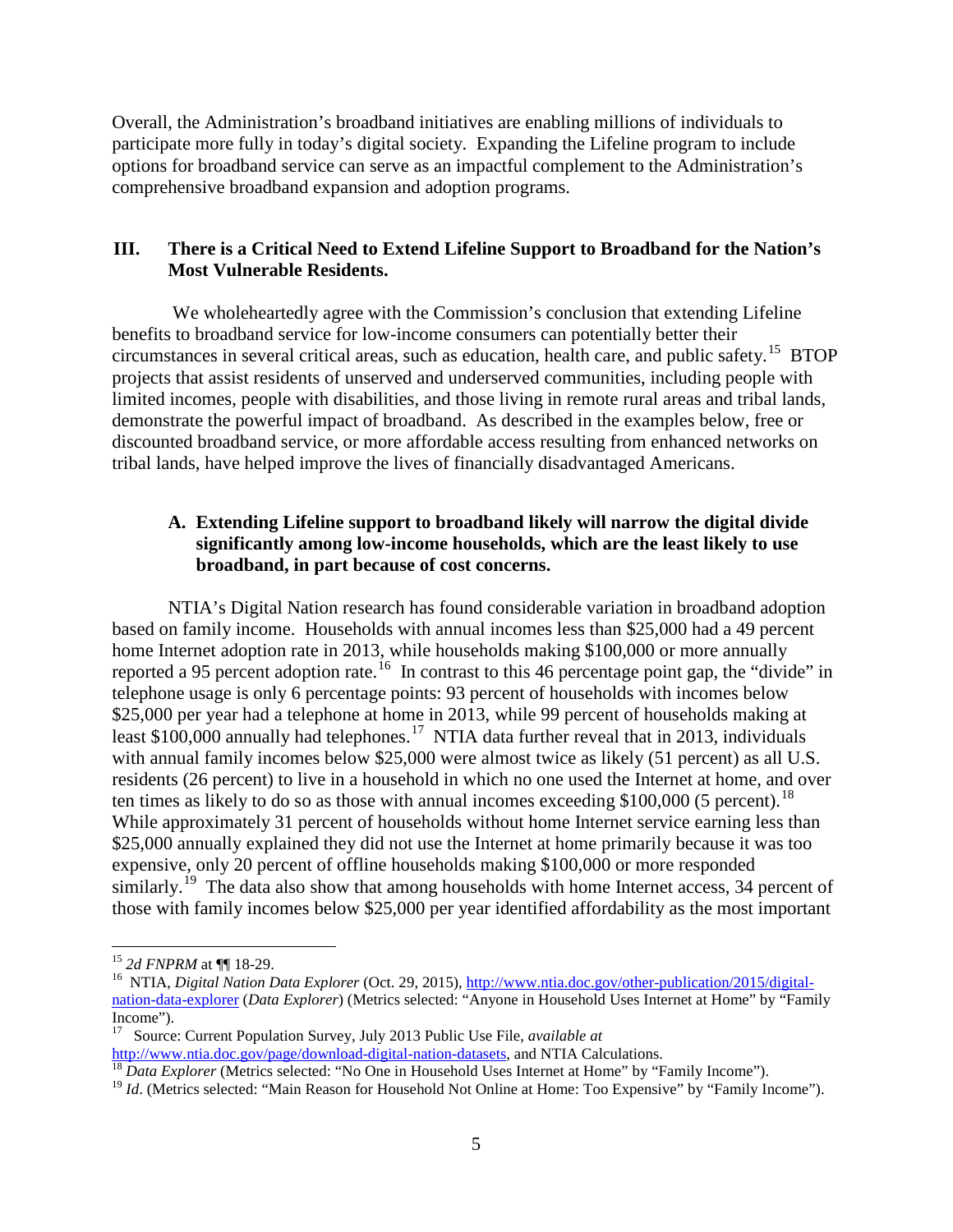Overall, the Administration's broadband initiatives are enabling millions of individuals to participate more fully in today's digital society. Expanding the Lifeline program to include options for broadband service can serve as an impactful complement to the Administration's comprehensive broadband expansion and adoption programs.

## III. There is a Critical Need to Extend Lifeline Support to Broadband for the Nation's Most Vulnerable Residents.

We wholeheartedly agree with the Commission's conclusion that extending Lifeline benefits to broadband service for low-income consumers can potentially better their circumstances in several critical areas, such as education, health care, and public safety.[15] BTOP projects that assist residents of unserved and underserved communities, including people with limited incomes, people with disabilities, and those living in remote rural areas and tribal lands, demonstrate the powerful impact of broadband. As described in the examples below, free or discounted broadband service, or more affordable access resulting from enhanced networks on tribal lands, have helped improve the lives of financially disadvantaged Americans.

### A. Extending Lifeline support to broadband likely will narrow the digital divide significantly among low-income households, which are the least likely to use broadband, in part because of cost concerns.

NTIA's Digital Nation research has found considerable variation in broadband adoption based on family income. Households with annual incomes less than $25,000 had a 49 percent home Internet adoption rate in 2013, while households making $100,000 or more annually reported a 95 percent adoption rate.[16] In contrast to this 46 percentage point gap, the "divide" in telephone usage is only 6 percentage points: 93 percent of households with incomes below $25,000 per year had a telephone at home in 2013, while 99 percent of households making at least $100,000 annually had telephones.[17] NTIA data further reveal that in 2013, individuals with annual family incomes below $25,000 were almost twice as likely (51 percent) as all U.S. residents (26 percent) to live in a household in which no one used the Internet at home, and over ten times as likely to do so as those with annual incomes exceeding $100,000 (5 percent).[18] While approximately 31 percent of households without home Internet service earning less than $25,000 annually explained they did not use the Internet at home primarily because it was too expensive, only 20 percent of offline households making $100,000 or more responded similarly.[19] The data also show that among households with home Internet access, 34 percent of those with family incomes below $25,000 per year identified affordability as the most important

---

[15] *2d FNPRM* at ¶¶ 18-29.

[16] NTIA, *Digital Nation Data Explorer* (Oct. 29, 2015), http://www.ntia.doc.gov/other-publication/2015/digital-nation-data-explorer (*Data Explorer*) (Metrics selected: "Anyone in Household Uses Internet at Home" by "Family Income").

[17] Source: Current Population Survey, July 2013 Public Use File, *available at* http://www.ntia.doc.gov/page/download-digital-nation-datasets, and NTIA Calculations.

[18] *Data Explorer* (Metrics selected: "No One in Household Uses Internet at Home" by "Family Income").

[19] *Id*. (Metrics selected: "Main Reason for Household Not Online at Home: Too Expensive" by "Family Income").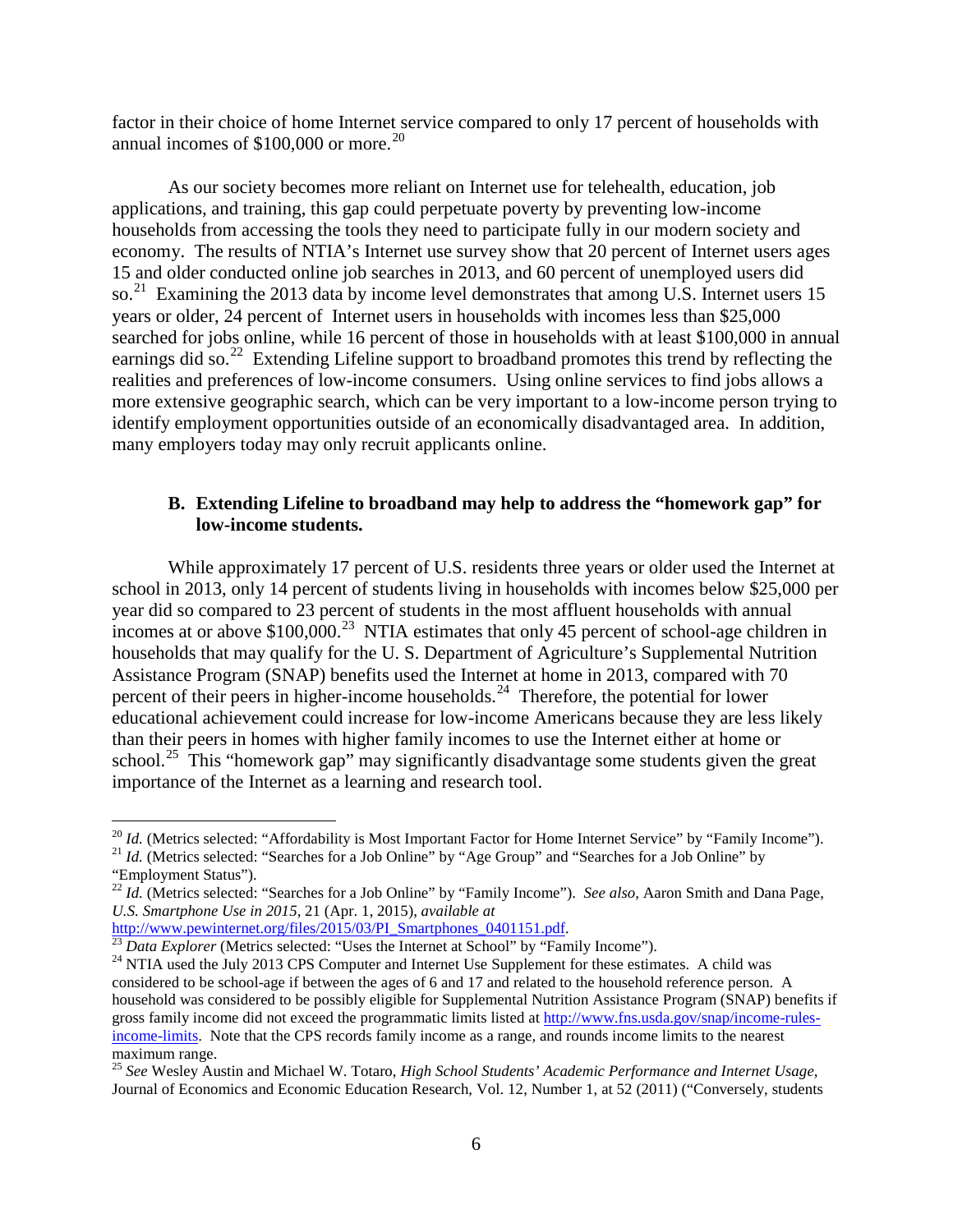factor in their choice of home Internet service compared to only 17 percent of households with annual incomes of $100,000 or more.[20]

As our society becomes more reliant on Internet use for telehealth, education, job applications, and training, this gap could perpetuate poverty by preventing low-income households from accessing the tools they need to participate fully in our modern society and economy. The results of NTIA's Internet use survey show that 20 percent of Internet users ages 15 and older conducted online job searches in 2013, and 60 percent of unemployed users did so.[21] Examining the 2013 data by income level demonstrates that among U.S. Internet users 15 years or older, 24 percent of Internet users in households with incomes less than $25,000 searched for jobs online, while 16 percent of those in households with at least $100,000 in annual earnings did so.[22] Extending Lifeline support to broadband promotes this trend by reflecting the realities and preferences of low-income consumers. Using online services to find jobs allows a more extensive geographic search, which can be very important to a low-income person trying to identify employment opportunities outside of an economically disadvantaged area. In addition, many employers today may only recruit applicants online.

### B. Extending Lifeline to broadband may help to address the "homework gap" for low-income students.

While approximately 17 percent of U.S. residents three years or older used the Internet at school in 2013, only 14 percent of students living in households with incomes below $25,000 per year did so compared to 23 percent of students in the most affluent households with annual incomes at or above $100,000.[23] NTIA estimates that only 45 percent of school-age children in households that may qualify for the U. S. Department of Agriculture's Supplemental Nutrition Assistance Program (SNAP) benefits used the Internet at home in 2013, compared with 70 percent of their peers in higher-income households.[24] Therefore, the potential for lower educational achievement could increase for low-income Americans because they are less likely than their peers in homes with higher family incomes to use the Internet either at home or school.[25] This "homework gap" may significantly disadvantage some students given the great importance of the Internet as a learning and research tool.

---

[20] *Id.* (Metrics selected: "Affordability is Most Important Factor for Home Internet Service" by "Family Income").

[21] *Id.* (Metrics selected: "Searches for a Job Online" by "Age Group" and "Searches for a Job Online" by "Employment Status").

[22] *Id.* (Metrics selected: "Searches for a Job Online" by "Family Income"). *See also*, Aaron Smith and Dana Page, *U.S. Smartphone Use in 2015*, 21 (Apr. 1, 2015), *available at* http://www.pewinternet.org/files/2015/03/PI_Smartphones_0401151.pdf.

[23] *Data Explorer* (Metrics selected: "Uses the Internet at School" by "Family Income").

[24] NTIA used the July 2013 CPS Computer and Internet Use Supplement for these estimates. A child was considered to be school-age if between the ages of 6 and 17 and related to the household reference person. A household was considered to be possibly eligible for Supplemental Nutrition Assistance Program (SNAP) benefits if gross family income did not exceed the programmatic limits listed at http://www.fns.usda.gov/snap/income-rules-income-limits. Note that the CPS records family income as a range, and rounds income limits to the nearest maximum range.

[25] *See* Wesley Austin and Michael W. Totaro, *High School Students' Academic Performance and Internet Usage*, Journal of Economics and Economic Education Research, Vol. 12, Number 1, at 52 (2011) ("Conversely, students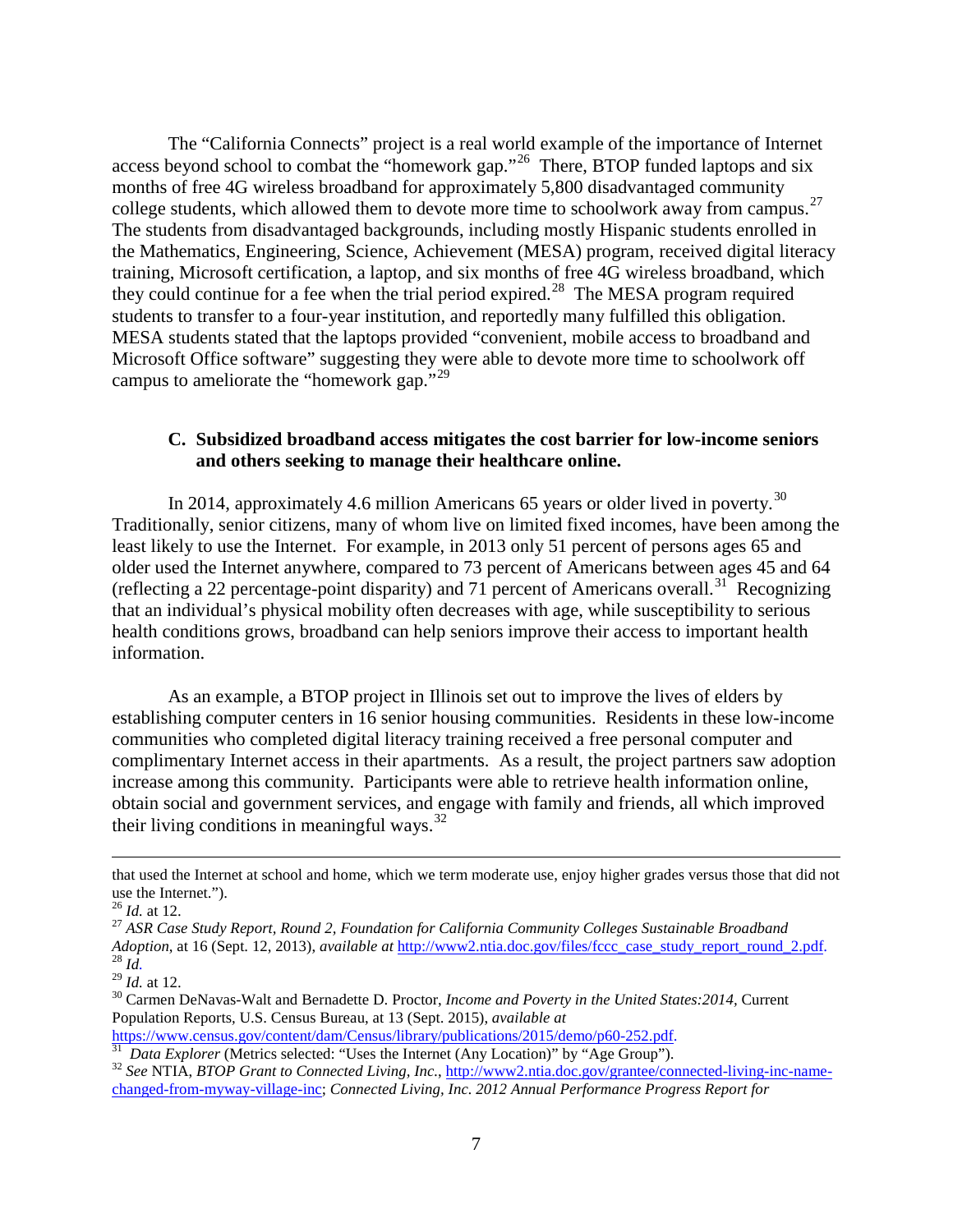The "California Connects" project is a real world example of the importance of Internet access beyond school to combat the "homework gap."[26] There, BTOP funded laptops and six months of free 4G wireless broadband for approximately 5,800 disadvantaged community college students, which allowed them to devote more time to schoolwork away from campus.[27] The students from disadvantaged backgrounds, including mostly Hispanic students enrolled in the Mathematics, Engineering, Science, Achievement (MESA) program, received digital literacy training, Microsoft certification, a laptop, and six months of free 4G wireless broadband, which they could continue for a fee when the trial period expired.[28] The MESA program required students to transfer to a four-year institution, and reportedly many fulfilled this obligation. MESA students stated that the laptops provided "convenient, mobile access to broadband and Microsoft Office software" suggesting they were able to devote more time to schoolwork off campus to ameliorate the "homework gap."[29]

### C. Subsidized broadband access mitigates the cost barrier for low-income seniors and others seeking to manage their healthcare online.

In 2014, approximately 4.6 million Americans 65 years or older lived in poverty.[30] Traditionally, senior citizens, many of whom live on limited fixed incomes, have been among the least likely to use the Internet. For example, in 2013 only 51 percent of persons ages 65 and older used the Internet anywhere, compared to 73 percent of Americans between ages 45 and 64 (reflecting a 22 percentage-point disparity) and 71 percent of Americans overall.[31] Recognizing that an individual's physical mobility often decreases with age, while susceptibility to serious health conditions grows, broadband can help seniors improve their access to important health information.

As an example, a BTOP project in Illinois set out to improve the lives of elders by establishing computer centers in 16 senior housing communities. Residents in these low-income communities who completed digital literacy training received a free personal computer and complimentary Internet access in their apartments. As a result, the project partners saw adoption increase among this community. Participants were able to retrieve health information online, obtain social and government services, and engage with family and friends, all which improved their living conditions in meaningful ways.[32]

---

that used the Internet at school and home, which we term moderate use, enjoy higher grades versus those that did not use the Internet.").

[26] *Id.* at 12.

[27] *ASR Case Study Report, Round 2, Foundation for California Community Colleges Sustainable Broadband Adoption*, at 16 (Sept. 12, 2013), *available at* http://www2.ntia.doc.gov/files/fccc_case_study_report_round_2.pdf.

[28] *Id.*

[29] *Id.* at 12.

[30] Carmen DeNavas-Walt and Bernadette D. Proctor, *Income and Poverty in the United States:2014*, Current Population Reports, U.S. Census Bureau, at 13 (Sept. 2015), *available at* https://www.census.gov/content/dam/Census/library/publications/2015/demo/p60-252.pdf.

[31] *Data Explorer* (Metrics selected: "Uses the Internet (Any Location)" by "Age Group").

[32] *See* NTIA, *BTOP Grant to Connected Living, Inc.*, http://www2.ntia.doc.gov/grantee/connected-living-inc-name-changed-from-myway-village-inc; *Connected Living, Inc. 2012 Annual Performance Progress Report for*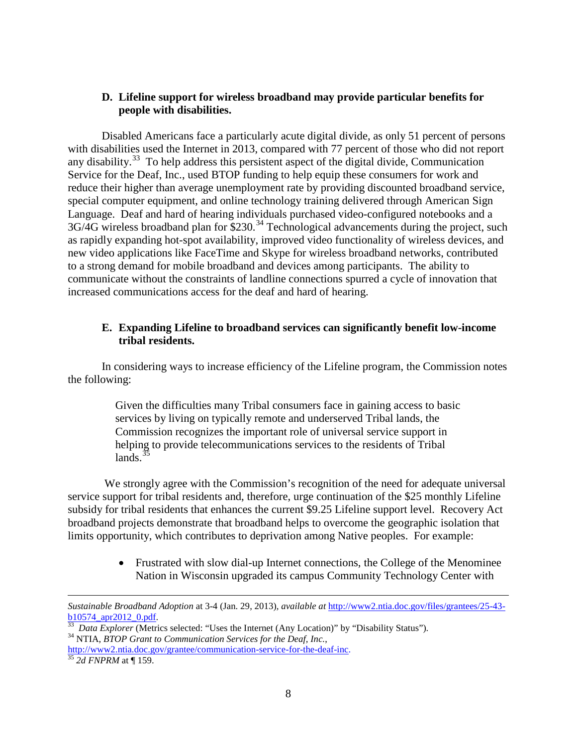### D. Lifeline support for wireless broadband may provide particular benefits for people with disabilities.

Disabled Americans face a particularly acute digital divide, as only 51 percent of persons with disabilities used the Internet in 2013, compared with 77 percent of those who did not report any disability.[33] To help address this persistent aspect of the digital divide, Communication Service for the Deaf, Inc., used BTOP funding to help equip these consumers for work and reduce their higher than average unemployment rate by providing discounted broadband service, special computer equipment, and online technology training delivered through American Sign Language. Deaf and hard of hearing individuals purchased video-configured notebooks and a 3G/4G wireless broadband plan for $230.[34] Technological advancements during the project, such as rapidly expanding hot-spot availability, improved video functionality of wireless devices, and new video applications like FaceTime and Skype for wireless broadband networks, contributed to a strong demand for mobile broadband and devices among participants. The ability to communicate without the constraints of landline connections spurred a cycle of innovation that increased communications access for the deaf and hard of hearing.

### E. Expanding Lifeline to broadband services can significantly benefit low-income tribal residents.

In considering ways to increase efficiency of the Lifeline program, the Commission notes the following:

> Given the difficulties many Tribal consumers face in gaining access to basic services by living on typically remote and underserved Tribal lands, the Commission recognizes the important role of universal service support in helping to provide telecommunications services to the residents of Tribal lands.[35]

We strongly agree with the Commission's recognition of the need for adequate universal service support for tribal residents and, therefore, urge continuation of the $25 monthly Lifeline subsidy for tribal residents that enhances the current $9.25 Lifeline support level. Recovery Act broadband projects demonstrate that broadband helps to overcome the geographic isolation that limits opportunity, which contributes to deprivation among Native peoples. For example:

- Frustrated with slow dial-up Internet connections, the College of the Menominee Nation in Wisconsin upgraded its campus Community Technology Center with

---

*Sustainable Broadband Adoption* at 3-4 (Jan. 29, 2013), *available at* http://www2.ntia.doc.gov/files/grantees/25-43-b10574_apr2012_0.pdf.

[33] *Data Explorer* (Metrics selected: "Uses the Internet (Any Location)" by "Disability Status").

[34] NTIA, *BTOP Grant to Communication Services for the Deaf, Inc.*, http://www2.ntia.doc.gov/grantee/communication-service-for-the-deaf-inc.

[35] *2d FNPRM* at ¶ 159.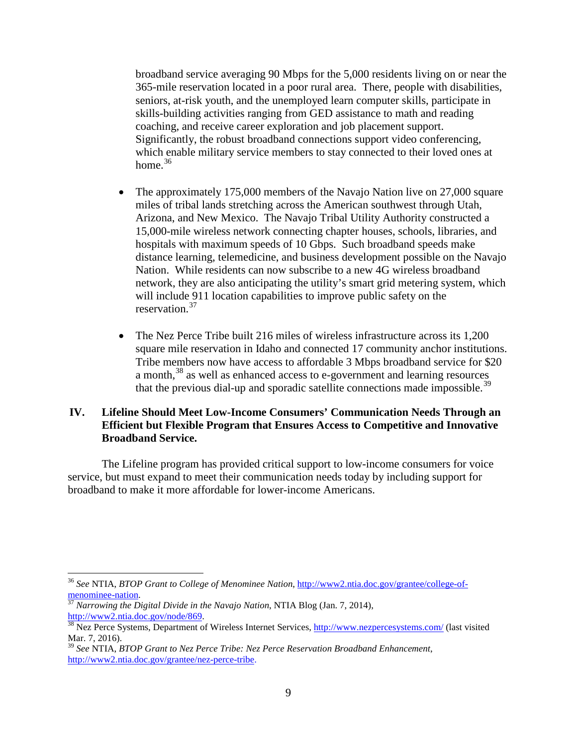broadband service averaging 90 Mbps for the 5,000 residents living on or near the 365-mile reservation located in a poor rural area. There, people with disabilities, seniors, at-risk youth, and the unemployed learn computer skills, participate in skills-building activities ranging from GED assistance to math and reading coaching, and receive career exploration and job placement support. Significantly, the robust broadband connections support video conferencing, which enable military service members to stay connected to their loved ones at home.[36]

- The approximately 175,000 members of the Navajo Nation live on 27,000 square miles of tribal lands stretching across the American southwest through Utah, Arizona, and New Mexico. The Navajo Tribal Utility Authority constructed a 15,000-mile wireless network connecting chapter houses, schools, libraries, and hospitals with maximum speeds of 10 Gbps. Such broadband speeds make distance learning, telemedicine, and business development possible on the Navajo Nation. While residents can now subscribe to a new 4G wireless broadband network, they are also anticipating the utility's smart grid metering system, which will include 911 location capabilities to improve public safety on the reservation.[37]

- The Nez Perce Tribe built 216 miles of wireless infrastructure across its 1,200 square mile reservation in Idaho and connected 17 community anchor institutions. Tribe members now have access to affordable 3 Mbps broadband service for $20 a month,[38] as well as enhanced access to e-government and learning resources that the previous dial-up and sporadic satellite connections made impossible.[39]

## IV. Lifeline Should Meet Low-Income Consumers' Communication Needs Through an Efficient but Flexible Program that Ensures Access to Competitive and Innovative Broadband Service.

The Lifeline program has provided critical support to low-income consumers for voice service, but must expand to meet their communication needs today by including support for broadband to make it more affordable for lower-income Americans.

---

[36] *See* NTIA, *BTOP Grant to College of Menominee Nation*, http://www2.ntia.doc.gov/grantee/college-of-menominee-nation.

[37] *Narrowing the Digital Divide in the Navajo Nation*, NTIA Blog (Jan. 7, 2014), http://www2.ntia.doc.gov/node/869.

[38] Nez Perce Systems, Department of Wireless Internet Services, http://www.nezpercesystems.com/ (last visited Mar. 7, 2016).

[39] *See* NTIA, *BTOP Grant to Nez Perce Tribe: Nez Perce Reservation Broadband Enhancement*, http://www2.ntia.doc.gov/grantee/nez-perce-tribe.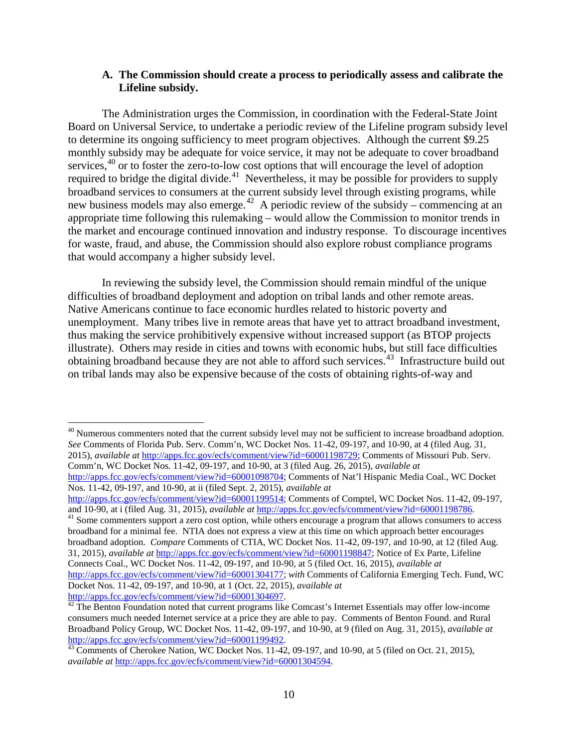### A. The Commission should create a process to periodically assess and calibrate the Lifeline subsidy.

The Administration urges the Commission, in coordination with the Federal-State Joint Board on Universal Service, to undertake a periodic review of the Lifeline program subsidy level to determine its ongoing sufficiency to meet program objectives. Although the current $9.25 monthly subsidy may be adequate for voice service, it may not be adequate to cover broadband services,[40] or to foster the zero-to-low cost options that will encourage the level of adoption required to bridge the digital divide.[41] Nevertheless, it may be possible for providers to supply broadband services to consumers at the current subsidy level through existing programs, while new business models may also emerge.[42] A periodic review of the subsidy – commencing at an appropriate time following this rulemaking – would allow the Commission to monitor trends in the market and encourage continued innovation and industry response. To discourage incentives for waste, fraud, and abuse, the Commission should also explore robust compliance programs that would accompany a higher subsidy level.

In reviewing the subsidy level, the Commission should remain mindful of the unique difficulties of broadband deployment and adoption on tribal lands and other remote areas. Native Americans continue to face economic hurdles related to historic poverty and unemployment. Many tribes live in remote areas that have yet to attract broadband investment, thus making the service prohibitively expensive without increased support (as BTOP projects illustrate). Others may reside in cities and towns with economic hubs, but still face difficulties obtaining broadband because they are not able to afford such services.[43] Infrastructure build out on tribal lands may also be expensive because of the costs of obtaining rights-of-way and

---

[40] Numerous commenters noted that the current subsidy level may not be sufficient to increase broadband adoption. *See* Comments of Florida Pub. Serv. Comm'n, WC Docket Nos. 11-42, 09-197, and 10-90, at 4 (filed Aug. 31, 2015), *available at* http://apps.fcc.gov/ecfs/comment/view?id=60001198729; Comments of Missouri Pub. Serv. Comm'n, WC Docket Nos. 11-42, 09-197, and 10-90, at 3 (filed Aug. 26, 2015), *available at* http://apps.fcc.gov/ecfs/comment/view?id=60001098704; Comments of Nat'l Hispanic Media Coal., WC Docket Nos. 11-42, 09-197, and 10-90, at ii (filed Sept. 2, 2015), *available at* http://apps.fcc.gov/ecfs/comment/view?id=60001199514; Comments of Comptel, WC Docket Nos. 11-42, 09-197, and 10-90, at i (filed Aug. 31, 2015), *available at* http://apps.fcc.gov/ecfs/comment/view?id=60001198786.

[41] Some commenters support a zero cost option, while others encourage a program that allows consumers to access broadband for a minimal fee. NTIA does not express a view at this time on which approach better encourages broadband adoption. *Compare* Comments of CTIA, WC Docket Nos. 11-42, 09-197, and 10-90, at 12 (filed Aug. 31, 2015), *available at* http://apps.fcc.gov/ecfs/comment/view?id=60001198847; Notice of Ex Parte, Lifeline Connects Coal., WC Docket Nos. 11-42, 09-197, and 10-90, at 5 (filed Oct. 16, 2015), *available at* http://apps.fcc.gov/ecfs/comment/view?id=60001304177; *with* Comments of California Emerging Tech. Fund, WC Docket Nos. 11-42, 09-197, and 10-90, at 1 (Oct. 22, 2015), *available at* http://apps.fcc.gov/ecfs/comment/view?id=60001304697.

[42] The Benton Foundation noted that current programs like Comcast's Internet Essentials may offer low-income consumers much needed Internet service at a price they are able to pay. Comments of Benton Found. and Rural Broadband Policy Group, WC Docket Nos. 11-42, 09-197, and 10-90, at 9 (filed on Aug. 31, 2015), *available at* http://apps.fcc.gov/ecfs/comment/view?id=60001199492.

[43] Comments of Cherokee Nation, WC Docket Nos. 11-42, 09-197, and 10-90, at 5 (filed on Oct. 21, 2015), *available at* http://apps.fcc.gov/ecfs/comment/view?id=60001304594.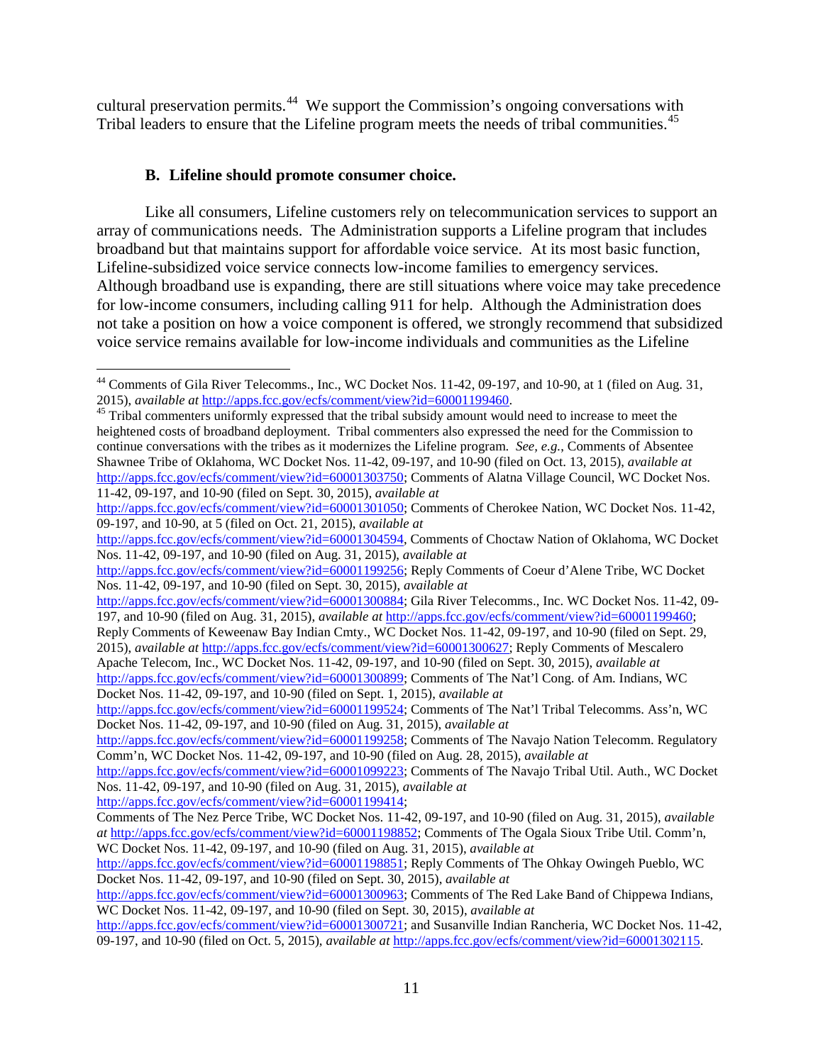cultural preservation permits.[44] We support the Commission's ongoing conversations with Tribal leaders to ensure that the Lifeline program meets the needs of tribal communities.[45]

### B. Lifeline should promote consumer choice.

Like all consumers, Lifeline customers rely on telecommunication services to support an array of communications needs. The Administration supports a Lifeline program that includes broadband but that maintains support for affordable voice service. At its most basic function, Lifeline-subsidized voice service connects low-income families to emergency services. Although broadband use is expanding, there are still situations where voice may take precedence for low-income consumers, including calling 911 for help. Although the Administration does not take a position on how a voice component is offered, we strongly recommend that subsidized voice service remains available for low-income individuals and communities as the Lifeline

---

[44] Comments of Gila River Telecomms., Inc., WC Docket Nos. 11-42, 09-197, and 10-90, at 1 (filed on Aug. 31, 2015), *available at* http://apps.fcc.gov/ecfs/comment/view?id=60001199460.

[45] Tribal commenters uniformly expressed that the tribal subsidy amount would need to increase to meet the heightened costs of broadband deployment. Tribal commenters also expressed the need for the Commission to continue conversations with the tribes as it modernizes the Lifeline program. *See, e.g.*, Comments of Absentee Shawnee Tribe of Oklahoma, WC Docket Nos. 11-42, 09-197, and 10-90 (filed on Oct. 13, 2015), *available at* http://apps.fcc.gov/ecfs/comment/view?id=60001303750; Comments of Alatna Village Council, WC Docket Nos. 11-42, 09-197, and 10-90 (filed on Sept. 30, 2015), *available at* http://apps.fcc.gov/ecfs/comment/view?id=60001301050; Comments of Cherokee Nation, WC Docket Nos. 11-42, 09-197, and 10-90, at 5 (filed on Oct. 21, 2015), *available at* http://apps.fcc.gov/ecfs/comment/view?id=60001304594, Comments of Choctaw Nation of Oklahoma, WC Docket Nos. 11-42, 09-197, and 10-90 (filed on Aug. 31, 2015), *available at* http://apps.fcc.gov/ecfs/comment/view?id=60001199256; Reply Comments of Coeur d'Alene Tribe, WC Docket Nos. 11-42, 09-197, and 10-90 (filed on Sept. 30, 2015), *available at* http://apps.fcc.gov/ecfs/comment/view?id=60001300884; Gila River Telecomms., Inc. WC Docket Nos. 11-42, 09-197, and 10-90 (filed on Aug. 31, 2015), *available at* http://apps.fcc.gov/ecfs/comment/view?id=60001199460; Reply Comments of Keweenaw Bay Indian Cmty., WC Docket Nos. 11-42, 09-197, and 10-90 (filed on Sept. 29, 2015), *available at* http://apps.fcc.gov/ecfs/comment/view?id=60001300627; Reply Comments of Mescalero Apache Telecom, Inc., WC Docket Nos. 11-42, 09-197, and 10-90 (filed on Sept. 30, 2015), *available at* http://apps.fcc.gov/ecfs/comment/view?id=60001300899; Comments of The Nat'l Cong. of Am. Indians, WC Docket Nos. 11-42, 09-197, and 10-90 (filed on Sept. 1, 2015), *available at* http://apps.fcc.gov/ecfs/comment/view?id=60001199524; Comments of The Nat'l Tribal Telecomms. Ass'n, WC Docket Nos. 11-42, 09-197, and 10-90 (filed on Aug. 31, 2015), *available at* http://apps.fcc.gov/ecfs/comment/view?id=60001199258; Comments of The Navajo Nation Telecomm. Regulatory Comm'n, WC Docket Nos. 11-42, 09-197, and 10-90 (filed on Aug. 28, 2015), *available at* http://apps.fcc.gov/ecfs/comment/view?id=60001099223; Comments of The Navajo Tribal Util. Auth., WC Docket Nos. 11-42, 09-197, and 10-90 (filed on Aug. 31, 2015), *available at* http://apps.fcc.gov/ecfs/comment/view?id=60001199414; Comments of The Nez Perce Tribe, WC Docket Nos. 11-42, 09-197, and 10-90 (filed on Aug. 31, 2015), *available at* http://apps.fcc.gov/ecfs/comment/view?id=60001198852; Comments of The Ogala Sioux Tribe Util. Comm'n, WC Docket Nos. 11-42, 09-197, and 10-90 (filed on Aug. 31, 2015), *available at* http://apps.fcc.gov/ecfs/comment/view?id=60001198851; Reply Comments of The Ohkay Owingeh Pueblo, WC Docket Nos. 11-42, 09-197, and 10-90 (filed on Sept. 30, 2015), *available at* http://apps.fcc.gov/ecfs/comment/view?id=60001300963; Comments of The Red Lake Band of Chippewa Indians, WC Docket Nos. 11-42, 09-197, and 10-90 (filed on Sept. 30, 2015), *available at* http://apps.fcc.gov/ecfs/comment/view?id=60001300721; and Susanville Indian Rancheria, WC Docket Nos. 11-42, 09-197, and 10-90 (filed on Oct. 5, 2015), *available at* http://apps.fcc.gov/ecfs/comment/view?id=60001302115.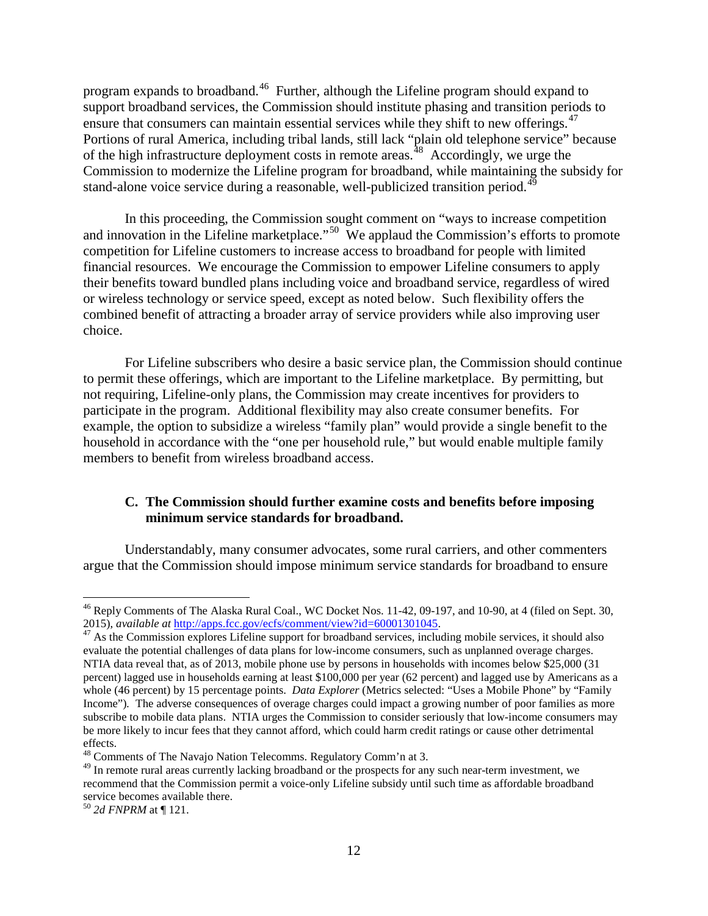program expands to broadband.[46] Further, although the Lifeline program should expand to support broadband services, the Commission should institute phasing and transition periods to ensure that consumers can maintain essential services while they shift to new offerings.[47] Portions of rural America, including tribal lands, still lack "plain old telephone service" because of the high infrastructure deployment costs in remote areas.[48] Accordingly, we urge the Commission to modernize the Lifeline program for broadband, while maintaining the subsidy for stand-alone voice service during a reasonable, well-publicized transition period.[49]

In this proceeding, the Commission sought comment on "ways to increase competition and innovation in the Lifeline marketplace."[50] We applaud the Commission's efforts to promote competition for Lifeline customers to increase access to broadband for people with limited financial resources. We encourage the Commission to empower Lifeline consumers to apply their benefits toward bundled plans including voice and broadband service, regardless of wired or wireless technology or service speed, except as noted below. Such flexibility offers the combined benefit of attracting a broader array of service providers while also improving user choice.

For Lifeline subscribers who desire a basic service plan, the Commission should continue to permit these offerings, which are important to the Lifeline marketplace. By permitting, but not requiring, Lifeline-only plans, the Commission may create incentives for providers to participate in the program. Additional flexibility may also create consumer benefits. For example, the option to subsidize a wireless "family plan" would provide a single benefit to the household in accordance with the "one per household rule," but would enable multiple family members to benefit from wireless broadband access.

### C. The Commission should further examine costs and benefits before imposing minimum service standards for broadband.

Understandably, many consumer advocates, some rural carriers, and other commenters argue that the Commission should impose minimum service standards for broadband to ensure

---

[46] Reply Comments of The Alaska Rural Coal., WC Docket Nos. 11-42, 09-197, and 10-90, at 4 (filed on Sept. 30, 2015), *available at* http://apps.fcc.gov/ecfs/comment/view?id=60001301045.

[47] As the Commission explores Lifeline support for broadband services, including mobile services, it should also evaluate the potential challenges of data plans for low-income consumers, such as unplanned overage charges. NTIA data reveal that, as of 2013, mobile phone use by persons in households with incomes below $25,000 (31 percent) lagged use in households earning at least $100,000 per year (62 percent) and lagged use by Americans as a whole (46 percent) by 15 percentage points. *Data Explorer* (Metrics selected: "Uses a Mobile Phone" by "Family Income"). The adverse consequences of overage charges could impact a growing number of poor families as more subscribe to mobile data plans. NTIA urges the Commission to consider seriously that low-income consumers may be more likely to incur fees that they cannot afford, which could harm credit ratings or cause other detrimental effects.

[48] Comments of The Navajo Nation Telecomms. Regulatory Comm'n at 3.

[49] In remote rural areas currently lacking broadband or the prospects for any such near-term investment, we recommend that the Commission permit a voice-only Lifeline subsidy until such time as affordable broadband service becomes available there.

[50] *2d FNPRM* at ¶ 121.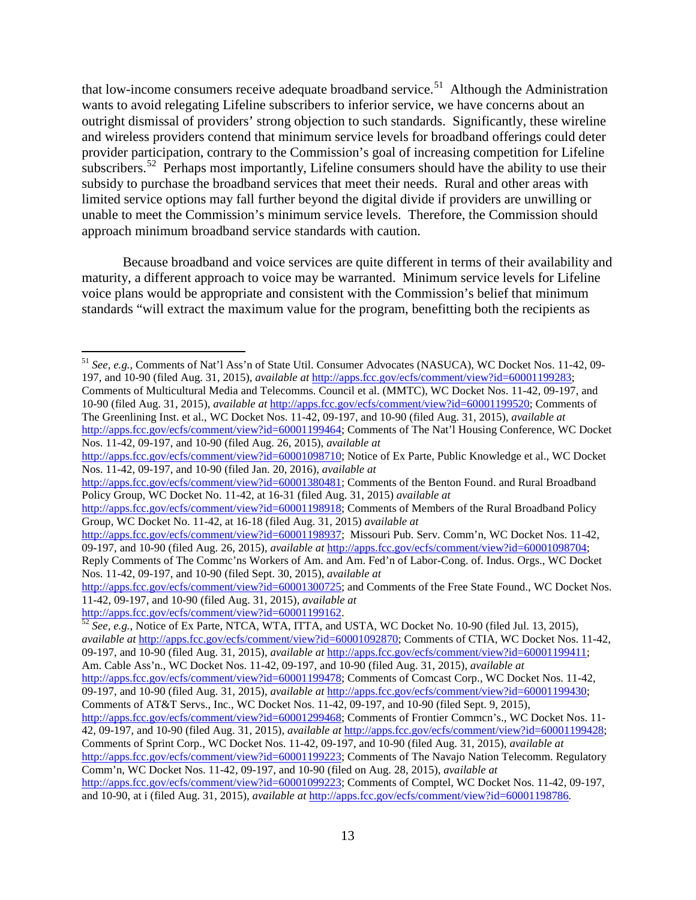that low-income consumers receive adequate broadband service.[51] Although the Administration wants to avoid relegating Lifeline subscribers to inferior service, we have concerns about an outright dismissal of providers' strong objection to such standards. Significantly, these wireline and wireless providers contend that minimum service levels for broadband offerings could deter provider participation, contrary to the Commission's goal of increasing competition for Lifeline subscribers.[52] Perhaps most importantly, Lifeline consumers should have the ability to use their subsidy to purchase the broadband services that meet their needs. Rural and other areas with limited service options may fall further beyond the digital divide if providers are unwilling or unable to meet the Commission's minimum service levels. Therefore, the Commission should approach minimum broadband service standards with caution.

Because broadband and voice services are quite different in terms of their availability and maturity, a different approach to voice may be warranted. Minimum service levels for Lifeline voice plans would be appropriate and consistent with the Commission's belief that minimum standards "will extract the maximum value for the program, benefitting both the recipients as

---

[51] *See, e.g.*, Comments of Nat'l Ass'n of State Util. Consumer Advocates (NASUCA), WC Docket Nos. 11-42, 09-197, and 10-90 (filed Aug. 31, 2015), *available at* http://apps.fcc.gov/ecfs/comment/view?id=60001199283; Comments of Multicultural Media and Telecomms. Council et al. (MMTC), WC Docket Nos. 11-42, 09-197, and 10-90 (filed Aug. 31, 2015), *available at* http://apps.fcc.gov/ecfs/comment/view?id=60001199520; Comments of The Greenlining Inst. et al., WC Docket Nos. 11-42, 09-197, and 10-90 (filed Aug. 31, 2015), *available at* http://apps.fcc.gov/ecfs/comment/view?id=60001199464; Comments of The Nat'l Housing Conference, WC Docket Nos. 11-42, 09-197, and 10-90 (filed Aug. 26, 2015), *available at* http://apps.fcc.gov/ecfs/comment/view?id=60001098710; Notice of Ex Parte, Public Knowledge et al., WC Docket Nos. 11-42, 09-197, and 10-90 (filed Jan. 20, 2016), *available at* http://apps.fcc.gov/ecfs/comment/view?id=60001380481; Comments of the Benton Found. and Rural Broadband Policy Group, WC Docket No. 11-42, at 16-31 (filed Aug. 31, 2015) *available at* http://apps.fcc.gov/ecfs/comment/view?id=60001198918; Comments of Members of the Rural Broadband Policy Group, WC Docket No. 11-42, at 16-18 (filed Aug. 31, 2015) *available at* http://apps.fcc.gov/ecfs/comment/view?id=60001198937; Missouri Pub. Serv. Comm'n, WC Docket Nos. 11-42, 09-197, and 10-90 (filed Aug. 26, 2015), *available at* http://apps.fcc.gov/ecfs/comment/view?id=60001098704; Reply Comments of The Commc'ns Workers of Am. and Am. Fed'n of Labor-Cong. of. Indus. Orgs., WC Docket Nos. 11-42, 09-197, and 10-90 (filed Sept. 30, 2015), *available at* http://apps.fcc.gov/ecfs/comment/view?id=60001300725; and Comments of the Free State Found., WC Docket Nos. 11-42, 09-197, and 10-90 (filed Aug. 31, 2015), *available at* http://apps.fcc.gov/ecfs/comment/view?id=60001199162.

[52] *See, e.g.*, Notice of Ex Parte, NTCA, WTA, ITTA, and USTA, WC Docket No. 10-90 (filed Jul. 13, 2015), *available at* http://apps.fcc.gov/ecfs/comment/view?id=60001092870; Comments of CTIA, WC Docket Nos. 11-42, 09-197, and 10-90 (filed Aug. 31, 2015), *available at* http://apps.fcc.gov/ecfs/comment/view?id=60001199411; Am. Cable Ass'n., WC Docket Nos. 11-42, 09-197, and 10-90 (filed Aug. 31, 2015), *available at* http://apps.fcc.gov/ecfs/comment/view?id=60001199478; Comments of Comcast Corp., WC Docket Nos. 11-42, 09-197, and 10-90 (filed Aug. 31, 2015), *available at* http://apps.fcc.gov/ecfs/comment/view?id=60001199430; Comments of AT&T Servs., Inc., WC Docket Nos. 11-42, 09-197, and 10-90 (filed Sept. 9, 2015), http://apps.fcc.gov/ecfs/comment/view?id=60001299468; Comments of Frontier Commcn's., WC Docket Nos. 11-42, 09-197, and 10-90 (filed Aug. 31, 2015), *available at* http://apps.fcc.gov/ecfs/comment/view?id=60001199428; Comments of Sprint Corp., WC Docket Nos. 11-42, 09-197, and 10-90 (filed Aug. 31, 2015), *available at* http://apps.fcc.gov/ecfs/comment/view?id=60001199223; Comments of The Navajo Nation Telecomm. Regulatory Comm'n, WC Docket Nos. 11-42, 09-197, and 10-90 (filed on Aug. 28, 2015), *available at* http://apps.fcc.gov/ecfs/comment/view?id=60001099223; Comments of Comptel, WC Docket Nos. 11-42, 09-197, and 10-90, at i (filed Aug. 31, 2015), *available at* http://apps.fcc.gov/ecfs/comment/view?id=60001198786.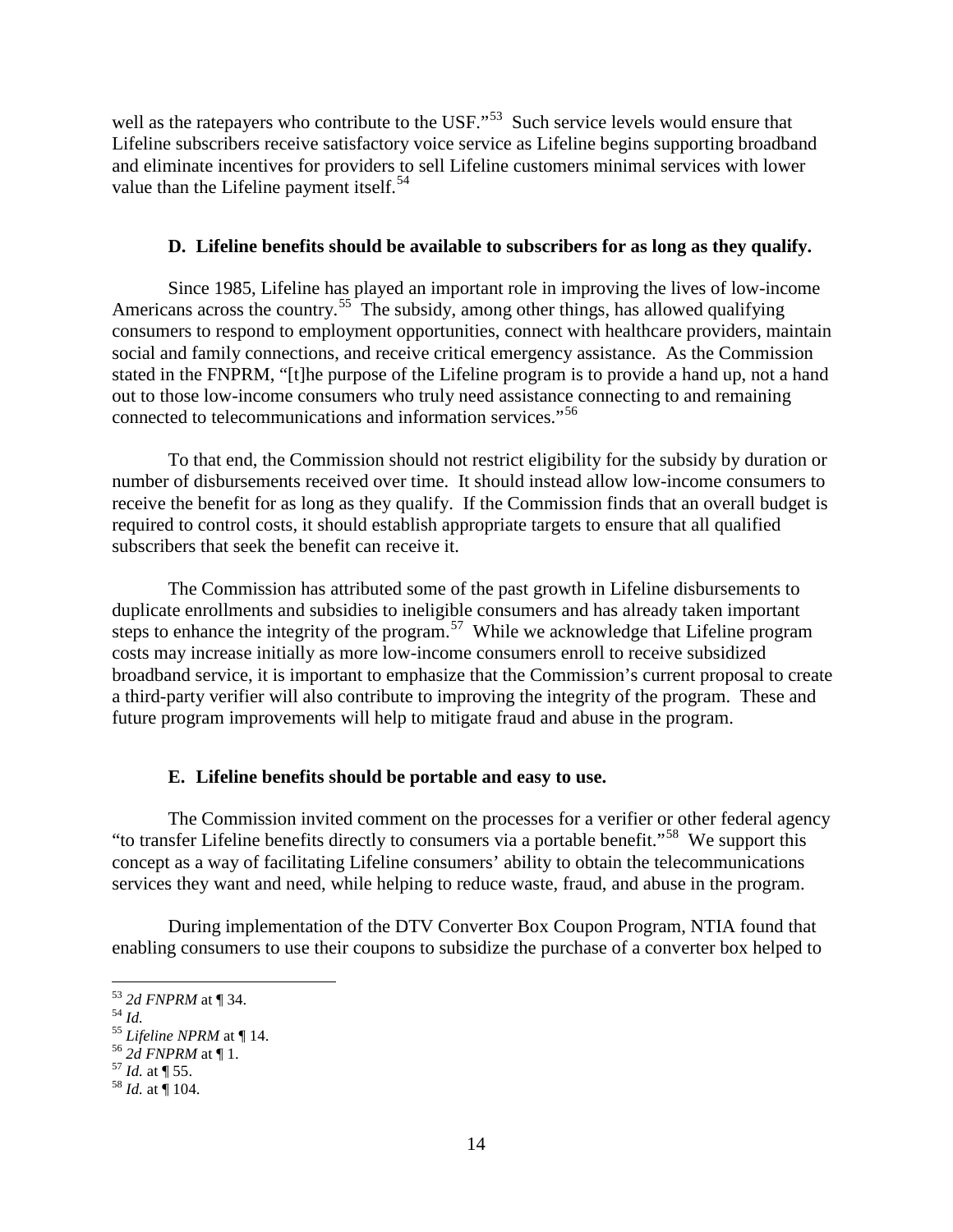well as the ratepayers who contribute to the USF."[53] Such service levels would ensure that Lifeline subscribers receive satisfactory voice service as Lifeline begins supporting broadband and eliminate incentives for providers to sell Lifeline customers minimal services with lower value than the Lifeline payment itself.[54]

### D. Lifeline benefits should be available to subscribers for as long as they qualify.

Since 1985, Lifeline has played an important role in improving the lives of low-income Americans across the country.[55] The subsidy, among other things, has allowed qualifying consumers to respond to employment opportunities, connect with healthcare providers, maintain social and family connections, and receive critical emergency assistance. As the Commission stated in the FNPRM, "[t]he purpose of the Lifeline program is to provide a hand up, not a hand out to those low-income consumers who truly need assistance connecting to and remaining connected to telecommunications and information services."[56]

To that end, the Commission should not restrict eligibility for the subsidy by duration or number of disbursements received over time. It should instead allow low-income consumers to receive the benefit for as long as they qualify. If the Commission finds that an overall budget is required to control costs, it should establish appropriate targets to ensure that all qualified subscribers that seek the benefit can receive it.

The Commission has attributed some of the past growth in Lifeline disbursements to duplicate enrollments and subsidies to ineligible consumers and has already taken important steps to enhance the integrity of the program.[57] While we acknowledge that Lifeline program costs may increase initially as more low-income consumers enroll to receive subsidized broadband service, it is important to emphasize that the Commission's current proposal to create a third-party verifier will also contribute to improving the integrity of the program. These and future program improvements will help to mitigate fraud and abuse in the program.

### E. Lifeline benefits should be portable and easy to use.

The Commission invited comment on the processes for a verifier or other federal agency "to transfer Lifeline benefits directly to consumers via a portable benefit."[58] We support this concept as a way of facilitating Lifeline consumers' ability to obtain the telecommunications services they want and need, while helping to reduce waste, fraud, and abuse in the program.

During implementation of the DTV Converter Box Coupon Program, NTIA found that enabling consumers to use their coupons to subsidize the purchase of a converter box helped to

---

[53] *2d FNPRM* at ¶ 34.
[54] *Id.*
[55] *Lifeline NPRM* at ¶ 14.
[56] *2d FNPRM* at ¶ 1.
[57] *Id.* at ¶ 55.
[58] *Id.* at ¶ 104.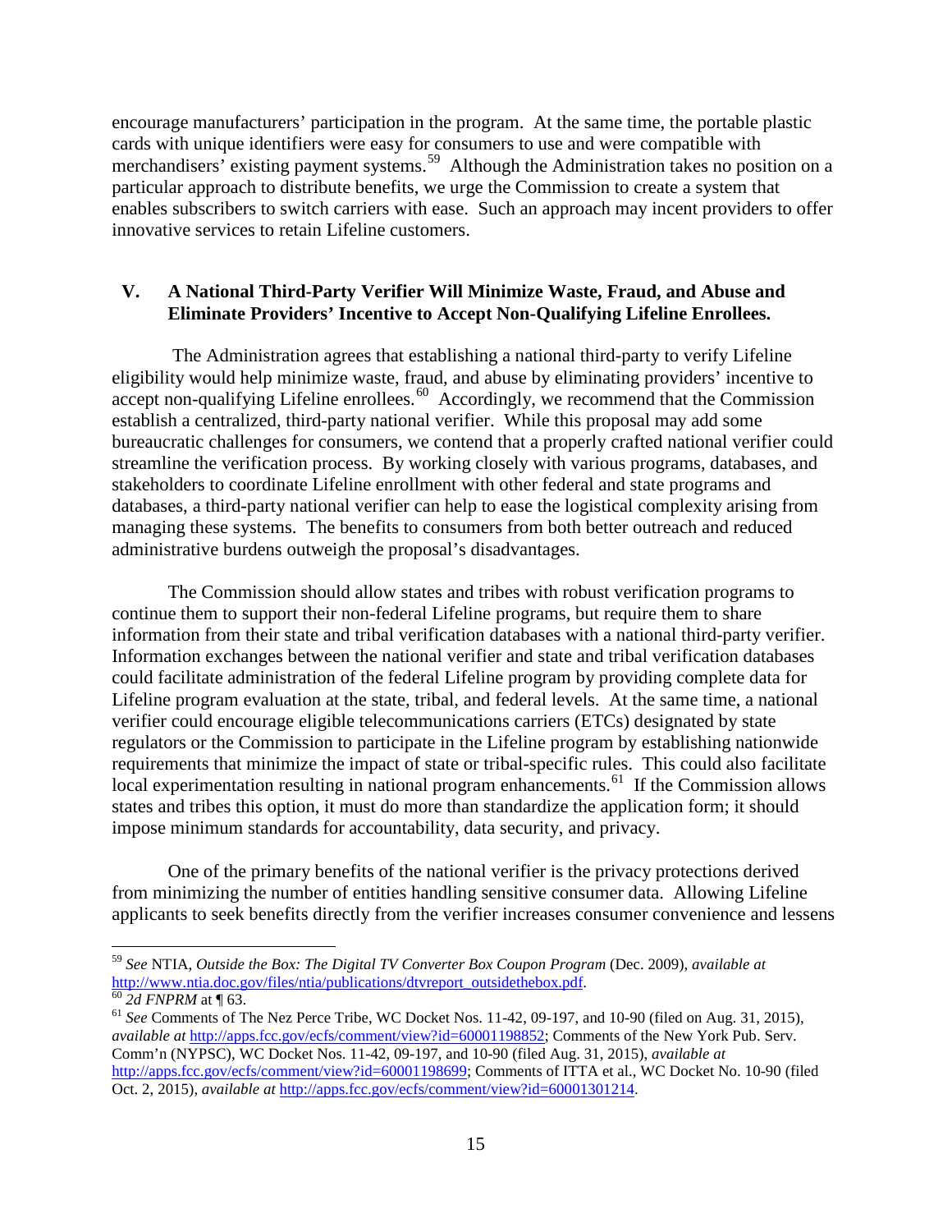encourage manufacturers' participation in the program. At the same time, the portable plastic cards with unique identifiers were easy for consumers to use and were compatible with merchandisers' existing payment systems.[59] Although the Administration takes no position on a particular approach to distribute benefits, we urge the Commission to create a system that enables subscribers to switch carriers with ease. Such an approach may incent providers to offer innovative services to retain Lifeline customers.

## V. A National Third-Party Verifier Will Minimize Waste, Fraud, and Abuse and Eliminate Providers' Incentive to Accept Non-Qualifying Lifeline Enrollees.

The Administration agrees that establishing a national third-party to verify Lifeline eligibility would help minimize waste, fraud, and abuse by eliminating providers' incentive to accept non-qualifying Lifeline enrollees.[60] Accordingly, we recommend that the Commission establish a centralized, third-party national verifier. While this proposal may add some bureaucratic challenges for consumers, we contend that a properly crafted national verifier could streamline the verification process. By working closely with various programs, databases, and stakeholders to coordinate Lifeline enrollment with other federal and state programs and databases, a third-party national verifier can help to ease the logistical complexity arising from managing these systems. The benefits to consumers from both better outreach and reduced administrative burdens outweigh the proposal's disadvantages.

The Commission should allow states and tribes with robust verification programs to continue them to support their non-federal Lifeline programs, but require them to share information from their state and tribal verification databases with a national third-party verifier. Information exchanges between the national verifier and state and tribal verification databases could facilitate administration of the federal Lifeline program by providing complete data for Lifeline program evaluation at the state, tribal, and federal levels. At the same time, a national verifier could encourage eligible telecommunications carriers (ETCs) designated by state regulators or the Commission to participate in the Lifeline program by establishing nationwide requirements that minimize the impact of state or tribal-specific rules. This could also facilitate local experimentation resulting in national program enhancements.[61] If the Commission allows states and tribes this option, it must do more than standardize the application form; it should impose minimum standards for accountability, data security, and privacy.

One of the primary benefits of the national verifier is the privacy protections derived from minimizing the number of entities handling sensitive consumer data. Allowing Lifeline applicants to seek benefits directly from the verifier increases consumer convenience and lessens

---

[59] *See* NTIA, *Outside the Box: The Digital TV Converter Box Coupon Program* (Dec. 2009), *available at* http://www.ntia.doc.gov/files/ntia/publications/dtvreport_outsidethebox.pdf.

[60] *2d FNPRM* at ¶ 63.

[61] *See* Comments of The Nez Perce Tribe, WC Docket Nos. 11-42, 09-197, and 10-90 (filed on Aug. 31, 2015), *available at* http://apps.fcc.gov/ecfs/comment/view?id=60001198852; Comments of the New York Pub. Serv. Comm'n (NYPSC), WC Docket Nos. 11-42, 09-197, and 10-90 (filed Aug. 31, 2015), *available at* http://apps.fcc.gov/ecfs/comment/view?id=60001198699; Comments of ITTA et al., WC Docket No. 10-90 (filed Oct. 2, 2015), *available at* http://apps.fcc.gov/ecfs/comment/view?id=60001301214.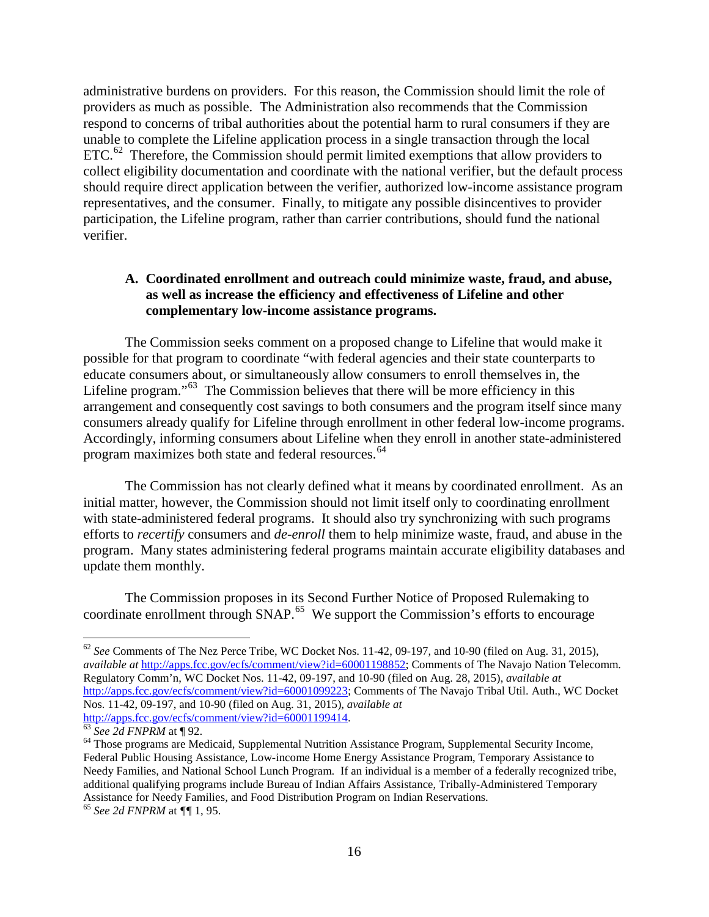administrative burdens on providers. For this reason, the Commission should limit the role of providers as much as possible. The Administration also recommends that the Commission respond to concerns of tribal authorities about the potential harm to rural consumers if they are unable to complete the Lifeline application process in a single transaction through the local ETC.[62] Therefore, the Commission should permit limited exemptions that allow providers to collect eligibility documentation and coordinate with the national verifier, but the default process should require direct application between the verifier, authorized low-income assistance program representatives, and the consumer. Finally, to mitigate any possible disincentives to provider participation, the Lifeline program, rather than carrier contributions, should fund the national verifier.

### A. Coordinated enrollment and outreach could minimize waste, fraud, and abuse, as well as increase the efficiency and effectiveness of Lifeline and other complementary low-income assistance programs.

The Commission seeks comment on a proposed change to Lifeline that would make it possible for that program to coordinate "with federal agencies and their state counterparts to educate consumers about, or simultaneously allow consumers to enroll themselves in, the Lifeline program."[63] The Commission believes that there will be more efficiency in this arrangement and consequently cost savings to both consumers and the program itself since many consumers already qualify for Lifeline through enrollment in other federal low-income programs. Accordingly, informing consumers about Lifeline when they enroll in another state-administered program maximizes both state and federal resources.[64]

The Commission has not clearly defined what it means by coordinated enrollment. As an initial matter, however, the Commission should not limit itself only to coordinating enrollment with state-administered federal programs. It should also try synchronizing with such programs efforts to *recertify* consumers and *de-enroll* them to help minimize waste, fraud, and abuse in the program. Many states administering federal programs maintain accurate eligibility databases and update them monthly.

The Commission proposes in its Second Further Notice of Proposed Rulemaking to coordinate enrollment through SNAP.[65] We support the Commission's efforts to encourage

---

[62] *See* Comments of The Nez Perce Tribe, WC Docket Nos. 11-42, 09-197, and 10-90 (filed on Aug. 31, 2015), *available at* http://apps.fcc.gov/ecfs/comment/view?id=60001198852; Comments of The Navajo Nation Telecomm. Regulatory Comm'n, WC Docket Nos. 11-42, 09-197, and 10-90 (filed on Aug. 28, 2015), *available at* http://apps.fcc.gov/ecfs/comment/view?id=60001099223; Comments of The Navajo Tribal Util. Auth., WC Docket Nos. 11-42, 09-197, and 10-90 (filed on Aug. 31, 2015), *available at* http://apps.fcc.gov/ecfs/comment/view?id=60001199414.

[63] *See 2d FNPRM* at ¶ 92.

[64] Those programs are Medicaid, Supplemental Nutrition Assistance Program, Supplemental Security Income, Federal Public Housing Assistance, Low-income Home Energy Assistance Program, Temporary Assistance to Needy Families, and National School Lunch Program. If an individual is a member of a federally recognized tribe, additional qualifying programs include Bureau of Indian Affairs Assistance, Tribally-Administered Temporary Assistance for Needy Families, and Food Distribution Program on Indian Reservations.

[65] *See 2d FNPRM* at ¶¶ 1, 95.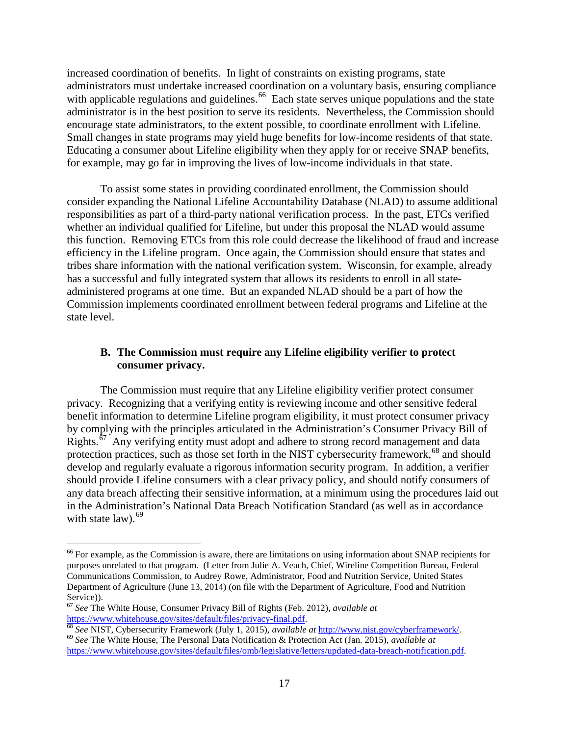increased coordination of benefits. In light of constraints on existing programs, state administrators must undertake increased coordination on a voluntary basis, ensuring compliance with applicable regulations and guidelines.[66] Each state serves unique populations and the state administrator is in the best position to serve its residents. Nevertheless, the Commission should encourage state administrators, to the extent possible, to coordinate enrollment with Lifeline. Small changes in state programs may yield huge benefits for low-income residents of that state. Educating a consumer about Lifeline eligibility when they apply for or receive SNAP benefits, for example, may go far in improving the lives of low-income individuals in that state.

To assist some states in providing coordinated enrollment, the Commission should consider expanding the National Lifeline Accountability Database (NLAD) to assume additional responsibilities as part of a third-party national verification process. In the past, ETCs verified whether an individual qualified for Lifeline, but under this proposal the NLAD would assume this function. Removing ETCs from this role could decrease the likelihood of fraud and increase efficiency in the Lifeline program. Once again, the Commission should ensure that states and tribes share information with the national verification system. Wisconsin, for example, already has a successful and fully integrated system that allows its residents to enroll in all state-administered programs at one time. But an expanded NLAD should be a part of how the Commission implements coordinated enrollment between federal programs and Lifeline at the state level.

### B. The Commission must require any Lifeline eligibility verifier to protect consumer privacy.

The Commission must require that any Lifeline eligibility verifier protect consumer privacy. Recognizing that a verifying entity is reviewing income and other sensitive federal benefit information to determine Lifeline program eligibility, it must protect consumer privacy by complying with the principles articulated in the Administration's Consumer Privacy Bill of Rights.[67] Any verifying entity must adopt and adhere to strong record management and data protection practices, such as those set forth in the NIST cybersecurity framework,[68] and should develop and regularly evaluate a rigorous information security program. In addition, a verifier should provide Lifeline consumers with a clear privacy policy, and should notify consumers of any data breach affecting their sensitive information, at a minimum using the procedures laid out in the Administration's National Data Breach Notification Standard (as well as in accordance with state law).[69]

---

[66] For example, as the Commission is aware, there are limitations on using information about SNAP recipients for purposes unrelated to that program. (Letter from Julie A. Veach, Chief, Wireline Competition Bureau, Federal Communications Commission, to Audrey Rowe, Administrator, Food and Nutrition Service, United States Department of Agriculture (June 13, 2014) (on file with the Department of Agriculture, Food and Nutrition Service)).

[67] *See* The White House, Consumer Privacy Bill of Rights (Feb. 2012), *available at* https://www.whitehouse.gov/sites/default/files/privacy-final.pdf.

[68] *See* NIST, Cybersecurity Framework (July 1, 2015), *available at* http://www.nist.gov/cyberframework/.

[69] *See* The White House, The Personal Data Notification & Protection Act (Jan. 2015), *available at* https://www.whitehouse.gov/sites/default/files/omb/legislative/letters/updated-data-breach-notification.pdf.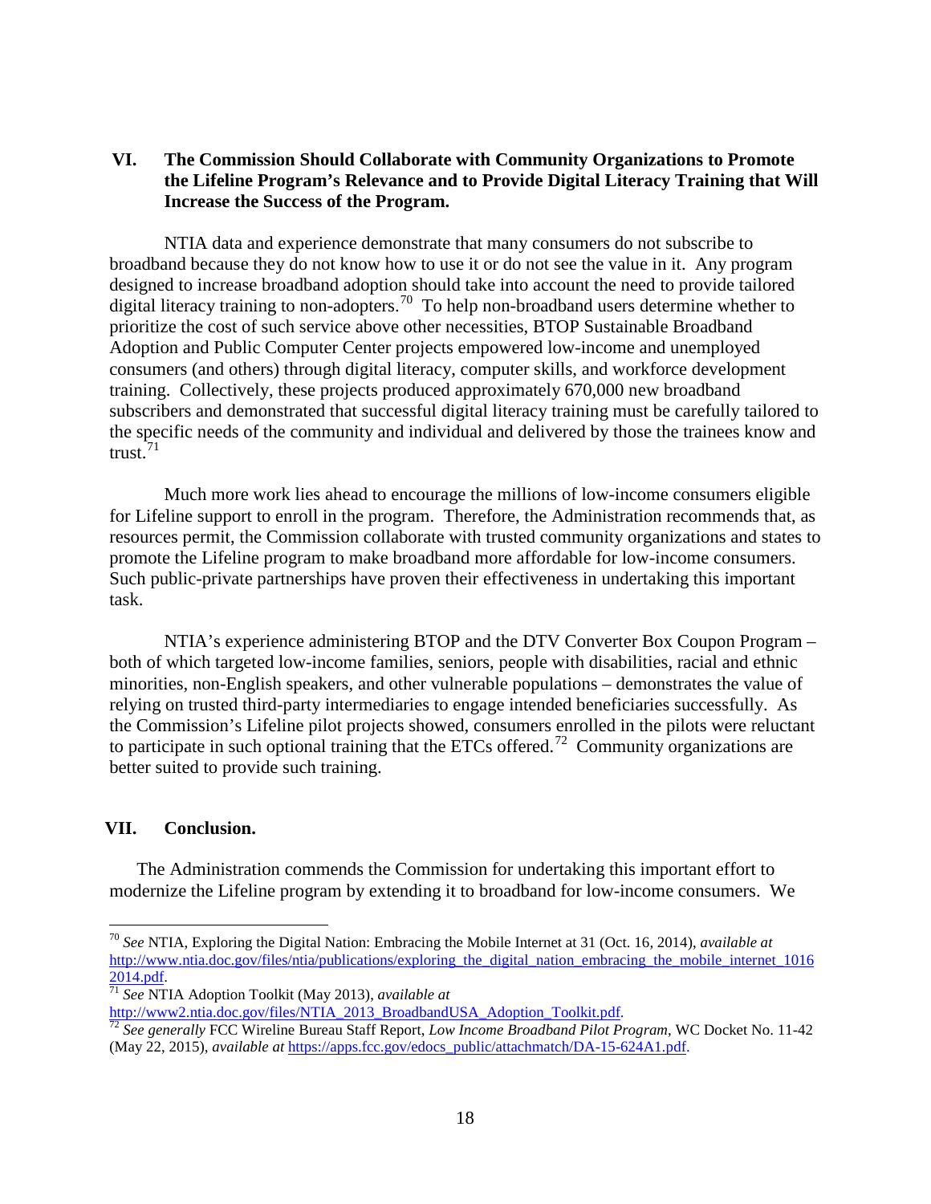## VI. The Commission Should Collaborate with Community Organizations to Promote the Lifeline Program's Relevance and to Provide Digital Literacy Training that Will Increase the Success of the Program.

NTIA data and experience demonstrate that many consumers do not subscribe to broadband because they do not know how to use it or do not see the value in it. Any program designed to increase broadband adoption should take into account the need to provide tailored digital literacy training to non-adopters.[70] To help non-broadband users determine whether to prioritize the cost of such service above other necessities, BTOP Sustainable Broadband Adoption and Public Computer Center projects empowered low-income and unemployed consumers (and others) through digital literacy, computer skills, and workforce development training. Collectively, these projects produced approximately 670,000 new broadband subscribers and demonstrated that successful digital literacy training must be carefully tailored to the specific needs of the community and individual and delivered by those the trainees know and trust.[71]

Much more work lies ahead to encourage the millions of low-income consumers eligible for Lifeline support to enroll in the program. Therefore, the Administration recommends that, as resources permit, the Commission collaborate with trusted community organizations and states to promote the Lifeline program to make broadband more affordable for low-income consumers. Such public-private partnerships have proven their effectiveness in undertaking this important task.

NTIA's experience administering BTOP and the DTV Converter Box Coupon Program – both of which targeted low-income families, seniors, people with disabilities, racial and ethnic minorities, non-English speakers, and other vulnerable populations – demonstrates the value of relying on trusted third-party intermediaries to engage intended beneficiaries successfully. As the Commission's Lifeline pilot projects showed, consumers enrolled in the pilots were reluctant to participate in such optional training that the ETCs offered.[72] Community organizations are better suited to provide such training.

## VII. Conclusion.

The Administration commends the Commission for undertaking this important effort to modernize the Lifeline program by extending it to broadband for low-income consumers. We

---

[70] *See* NTIA, Exploring the Digital Nation: Embracing the Mobile Internet at 31 (Oct. 16, 2014), *available at* http://www.ntia.doc.gov/files/ntia/publications/exploring_the_digital_nation_embracing_the_mobile_internet_10162014.pdf.

[71] *See* NTIA Adoption Toolkit (May 2013), *available at* http://www2.ntia.doc.gov/files/NTIA_2013_BroadbandUSA_Adoption_Toolkit.pdf.

[72] *See generally* FCC Wireline Bureau Staff Report, *Low Income Broadband Pilot Program*, WC Docket No. 11-42 (May 22, 2015), *available at* https://apps.fcc.gov/edocs_public/attachmatch/DA-15-624A1.pdf.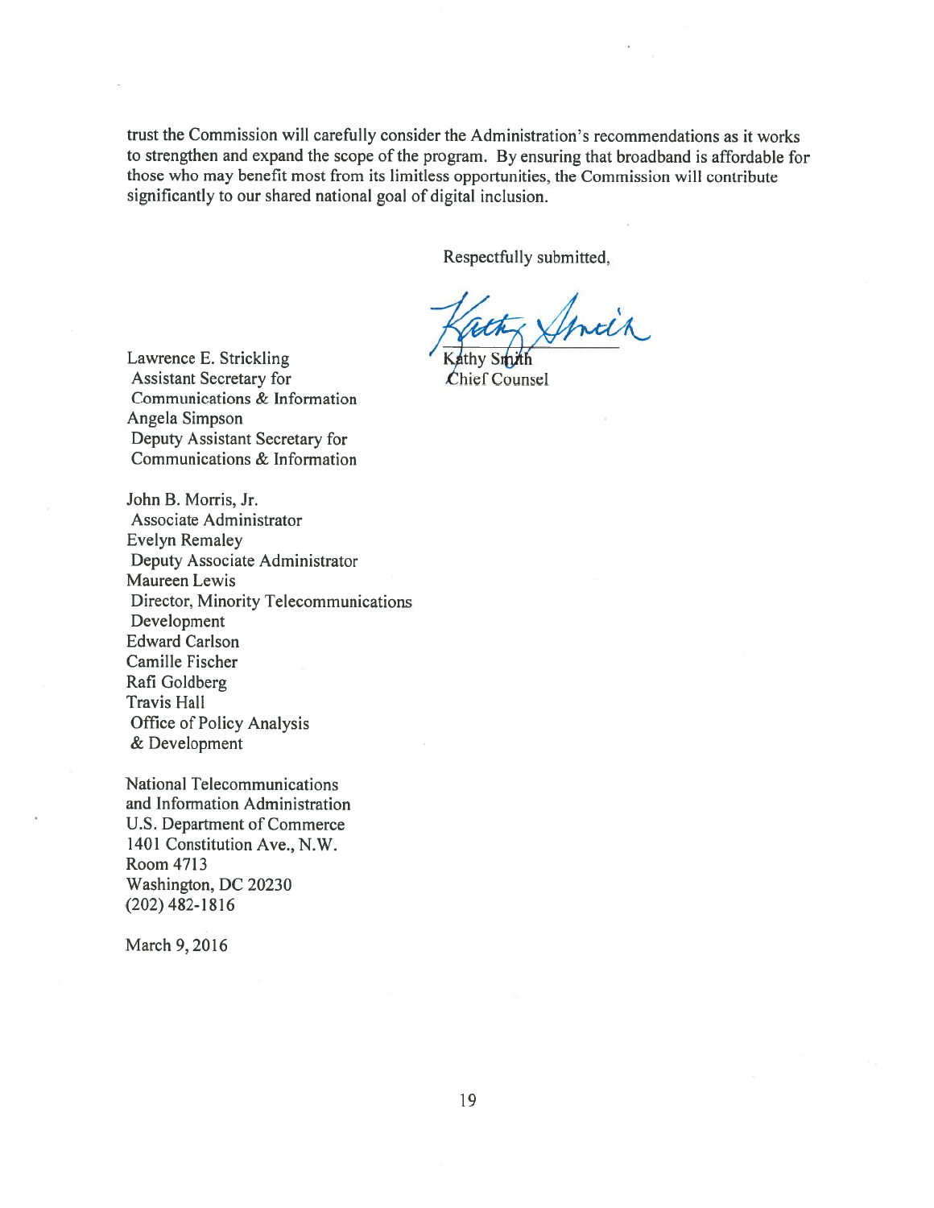trust the Commission will carefully consider the Administration's recommendations as it works to strengthen and expand the scope of the program. By ensuring that broadband is affordable for those who may benefit most from its limitless opportunities, the Commission will contribute significantly to our shared national goal of digital inclusion.

Respectfully submitted,

Kathy Smith
Chief Counsel

Lawrence E. Strickling
Assistant Secretary for
Communications & Information
Angela Simpson
Deputy Assistant Secretary for
Communications & Information

John B. Morris, Jr.
Associate Administrator
Evelyn Remaley
Deputy Associate Administrator
Maureen Lewis
Director, Minority Telecommunications
Development
Edward Carlson
Camille Fischer
Rafi Goldberg
Travis Hall
Office of Policy Analysis
& Development

National Telecommunications
and Information Administration
U.S. Department of Commerce
1401 Constitution Ave., N.W.
Room 4713
Washington, DC 20230
(202) 482-1816

March 9, 2016